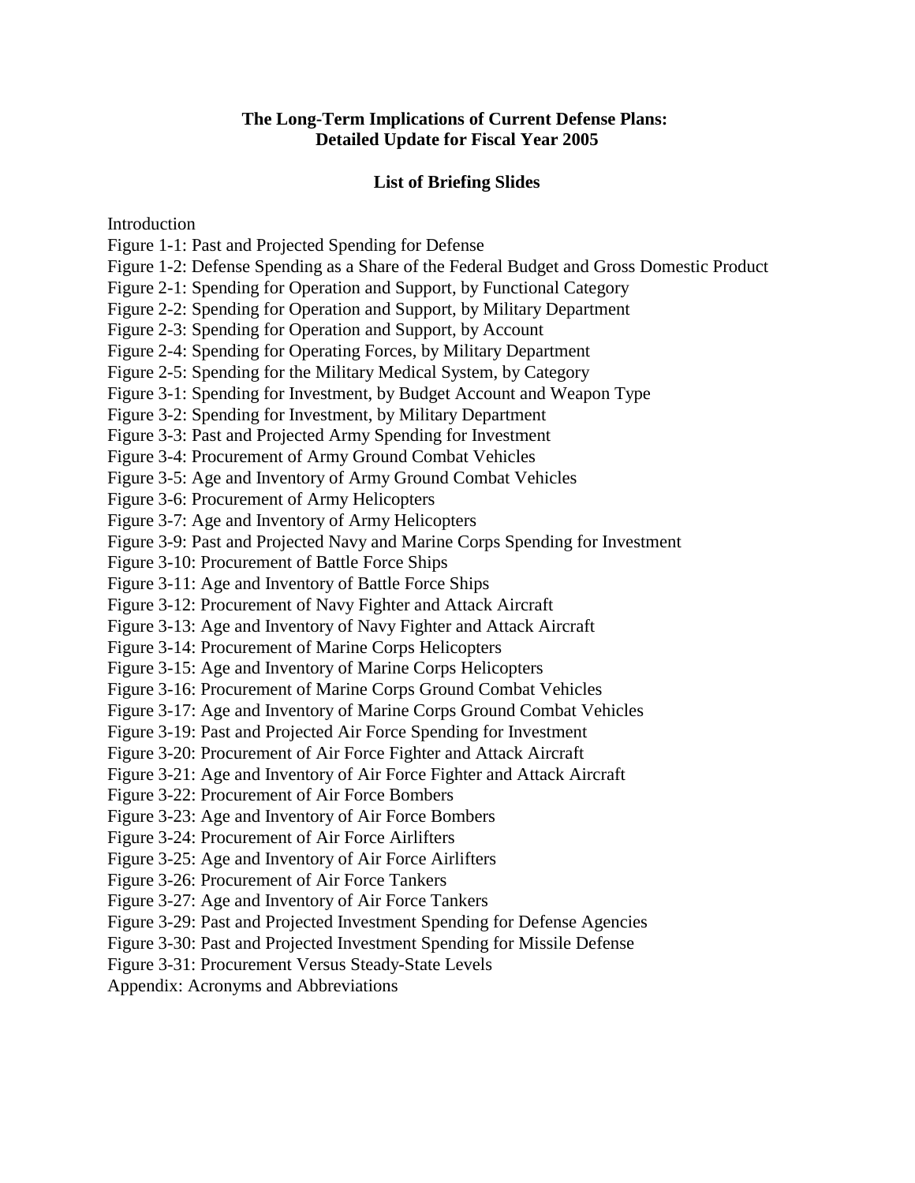# The Long-Term Implications of Current Defense Plans: Detailed Update for Fiscal Year 2005

## List of Briefing Slides

Introduction
Figure 1-1: Past and Projected Spending for Defense
Figure 1-2: Defense Spending as a Share of the Federal Budget and Gross Domestic Product
Figure 2-1: Spending for Operation and Support, by Functional Category
Figure 2-2: Spending for Operation and Support, by Military Department
Figure 2-3: Spending for Operation and Support, by Account
Figure 2-4: Spending for Operating Forces, by Military Department
Figure 2-5: Spending for the Military Medical System, by Category
Figure 3-1: Spending for Investment, by Budget Account and Weapon Type
Figure 3-2: Spending for Investment, by Military Department
Figure 3-3: Past and Projected Army Spending for Investment
Figure 3-4: Procurement of Army Ground Combat Vehicles
Figure 3-5: Age and Inventory of Army Ground Combat Vehicles
Figure 3-6: Procurement of Army Helicopters
Figure 3-7: Age and Inventory of Army Helicopters
Figure 3-9: Past and Projected Navy and Marine Corps Spending for Investment
Figure 3-10: Procurement of Battle Force Ships
Figure 3-11: Age and Inventory of Battle Force Ships
Figure 3-12: Procurement of Navy Fighter and Attack Aircraft
Figure 3-13: Age and Inventory of Navy Fighter and Attack Aircraft
Figure 3-14: Procurement of Marine Corps Helicopters
Figure 3-15: Age and Inventory of Marine Corps Helicopters
Figure 3-16: Procurement of Marine Corps Ground Combat Vehicles
Figure 3-17: Age and Inventory of Marine Corps Ground Combat Vehicles
Figure 3-19: Past and Projected Air Force Spending for Investment
Figure 3-20: Procurement of Air Force Fighter and Attack Aircraft
Figure 3-21: Age and Inventory of Air Force Fighter and Attack Aircraft
Figure 3-22: Procurement of Air Force Bombers
Figure 3-23: Age and Inventory of Air Force Bombers
Figure 3-24: Procurement of Air Force Airlifters
Figure 3-25: Age and Inventory of Air Force Airlifters
Figure 3-26: Procurement of Air Force Tankers
Figure 3-27: Age and Inventory of Air Force Tankers
Figure 3-29: Past and Projected Investment Spending for Defense Agencies
Figure 3-30: Past and Projected Investment Spending for Missile Defense
Figure 3-31: Procurement Versus Steady-State Levels
Appendix: Acronyms and Abbreviations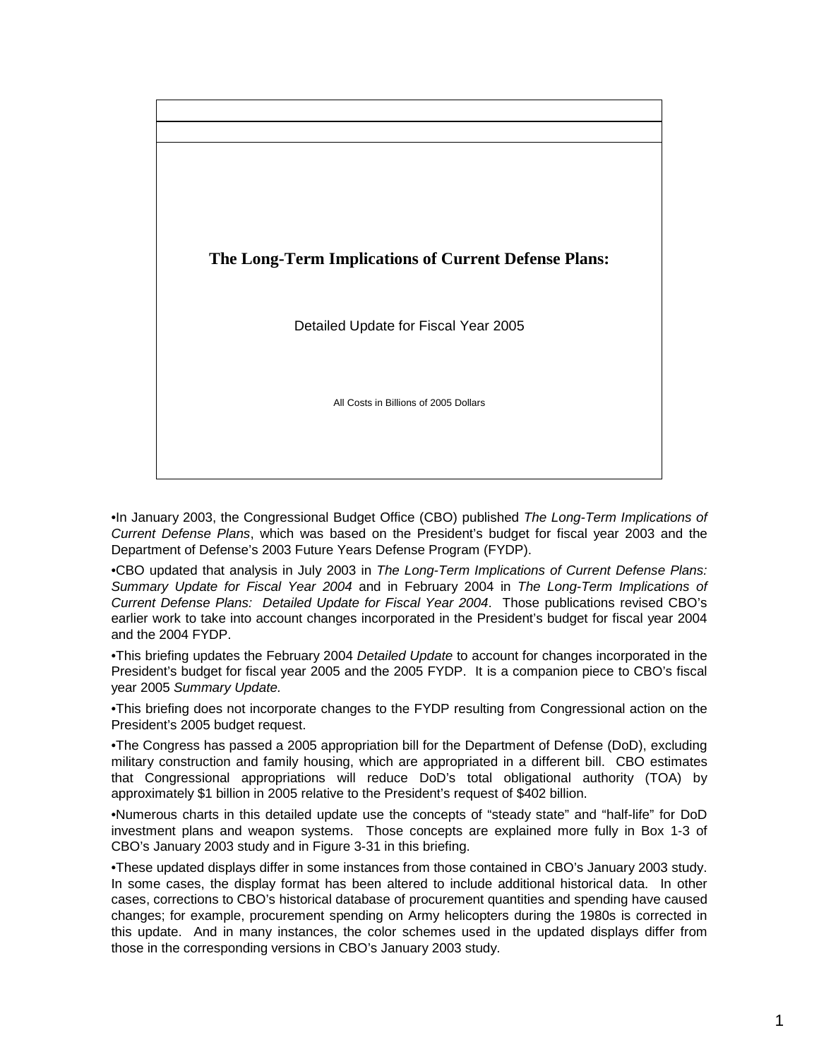# The Long-Term Implications of Current Defense Plans:

Detailed Update for Fiscal Year 2005

All Costs in Billions of 2005 Dollars

- In January 2003, the Congressional Budget Office (CBO) published *The Long-Term Implications of Current Defense Plans*, which was based on the President's budget for fiscal year 2003 and the Department of Defense's 2003 Future Years Defense Program (FYDP).
- CBO updated that analysis in July 2003 in *The Long-Term Implications of Current Defense Plans: Summary Update for Fiscal Year 2004* and in February 2004 in *The Long-Term Implications of Current Defense Plans: Detailed Update for Fiscal Year 2004*. Those publications revised CBO's earlier work to take into account changes incorporated in the President's budget for fiscal year 2004 and the 2004 FYDP.
- This briefing updates the February 2004 *Detailed Update* to account for changes incorporated in the President's budget for fiscal year 2005 and the 2005 FYDP. It is a companion piece to CBO's fiscal year 2005 *Summary Update.*
- This briefing does not incorporate changes to the FYDP resulting from Congressional action on the President's 2005 budget request.
- The Congress has passed a 2005 appropriation bill for the Department of Defense (DoD), excluding military construction and family housing, which are appropriated in a different bill. CBO estimates that Congressional appropriations will reduce DoD's total obligational authority (TOA) by approximately $1 billion in 2005 relative to the President's request of $402 billion.
- Numerous charts in this detailed update use the concepts of "steady state" and "half-life" for DoD investment plans and weapon systems. Those concepts are explained more fully in Box 1-3 of CBO's January 2003 study and in Figure 3-31 in this briefing.
- These updated displays differ in some instances from those contained in CBO's January 2003 study. In some cases, the display format has been altered to include additional historical data. In other cases, corrections to CBO's historical database of procurement quantities and spending have caused changes; for example, procurement spending on Army helicopters during the 1980s is corrected in this update. And in many instances, the color schemes used in the updated displays differ from those in the corresponding versions in CBO's January 2003 study.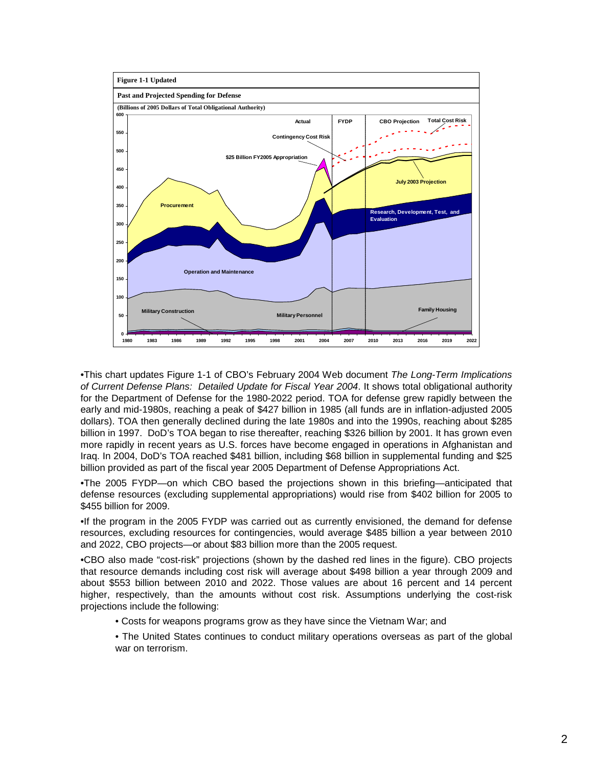**Figure 1-1 Updated**

**Past and Projected Spending for Defense**

**(Billions of 2005 Dollars of Total Obligational Authority)**

•This chart updates Figure 1-1 of CBO's February 2004 Web document *The Long-Term Implications of Current Defense Plans: Detailed Update for Fiscal Year 2004*. It shows total obligational authority for the Department of Defense for the 1980-2022 period. TOA for defense grew rapidly between the early and mid-1980s, reaching a peak of $427 billion in 1985 (all funds are in inflation-adjusted 2005 dollars). TOA then generally declined during the late 1980s and into the 1990s, reaching about $285 billion in 1997. DoD's TOA began to rise thereafter, reaching $326 billion by 2001. It has grown even more rapidly in recent years as U.S. forces have become engaged in operations in Afghanistan and Iraq. In 2004, DoD's TOA reached $481 billion, including $68 billion in supplemental funding and $25 billion provided as part of the fiscal year 2005 Department of Defense Appropriations Act.

•The 2005 FYDP—on which CBO based the projections shown in this briefing—anticipated that defense resources (excluding supplemental appropriations) would rise from $402 billion for 2005 to $455 billion for 2009.

•If the program in the 2005 FYDP was carried out as currently envisioned, the demand for defense resources, excluding resources for contingencies, would average $485 billion a year between 2010 and 2022, CBO projects—or about $83 billion more than the 2005 request.

•CBO also made "cost-risk" projections (shown by the dashed red lines in the figure). CBO projects that resource demands including cost risk will average about $498 billion a year through 2009 and about $553 billion between 2010 and 2022. Those values are about 16 percent and 14 percent higher, respectively, than the amounts without cost risk. Assumptions underlying the cost-risk projections include the following:

- Costs for weapons programs grow as they have since the Vietnam War; and
- The United States continues to conduct military operations overseas as part of the global war on terrorism.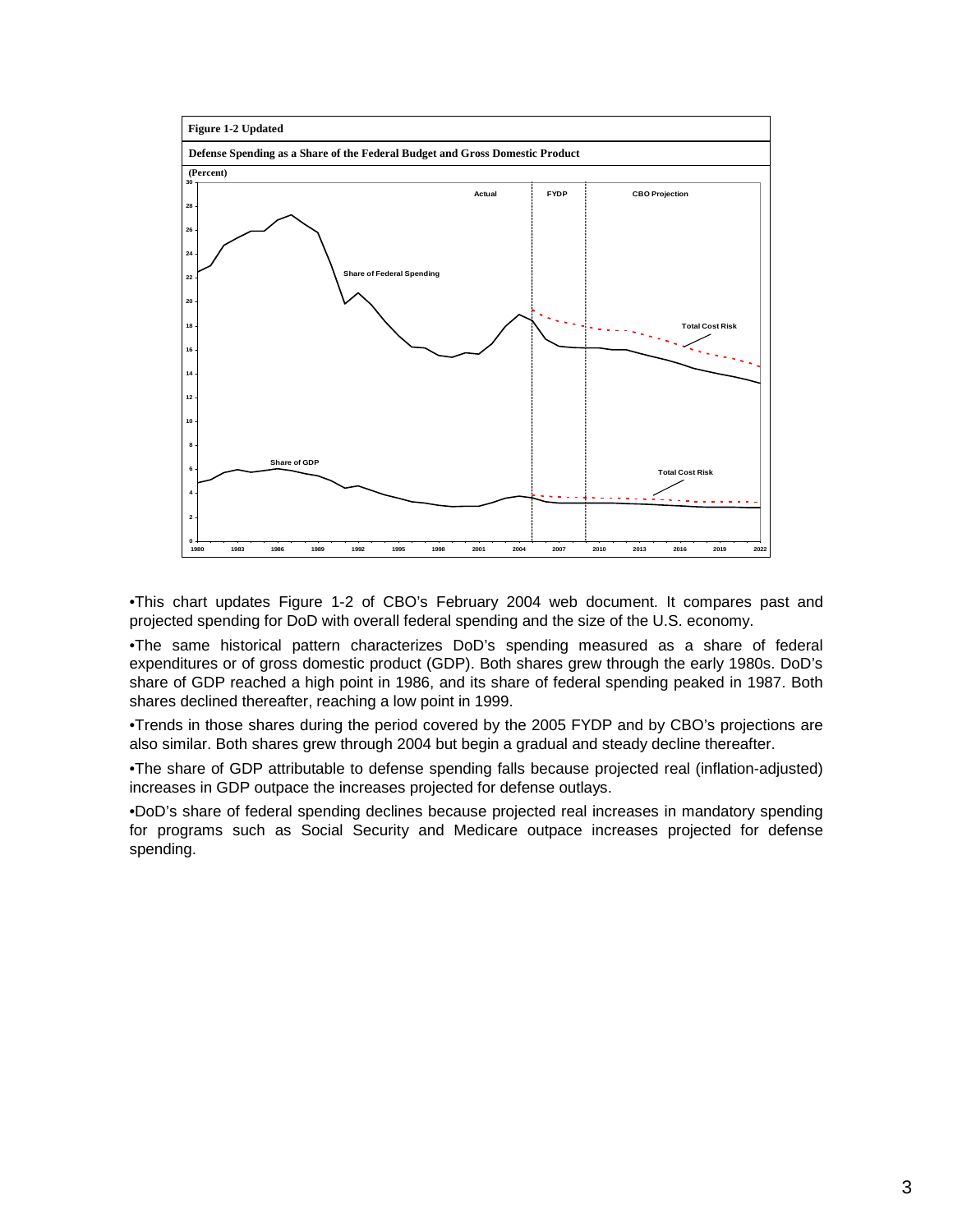**Figure 1-2 Updated**

**Defense Spending as a Share of the Federal Budget and Gross Domestic Product**

(Percent)

•This chart updates Figure 1-2 of CBO's February 2004 web document. It compares past and projected spending for DoD with overall federal spending and the size of the U.S. economy.

•The same historical pattern characterizes DoD's spending measured as a share of federal expenditures or of gross domestic product (GDP). Both shares grew through the early 1980s. DoD's share of GDP reached a high point in 1986, and its share of federal spending peaked in 1987. Both shares declined thereafter, reaching a low point in 1999.

•Trends in those shares during the period covered by the 2005 FYDP and by CBO's projections are also similar. Both shares grew through 2004 but begin a gradual and steady decline thereafter.

•The share of GDP attributable to defense spending falls because projected real (inflation-adjusted) increases in GDP outpace the increases projected for defense outlays.

•DoD's share of federal spending declines because projected real increases in mandatory spending for programs such as Social Security and Medicare outpace increases projected for defense spending.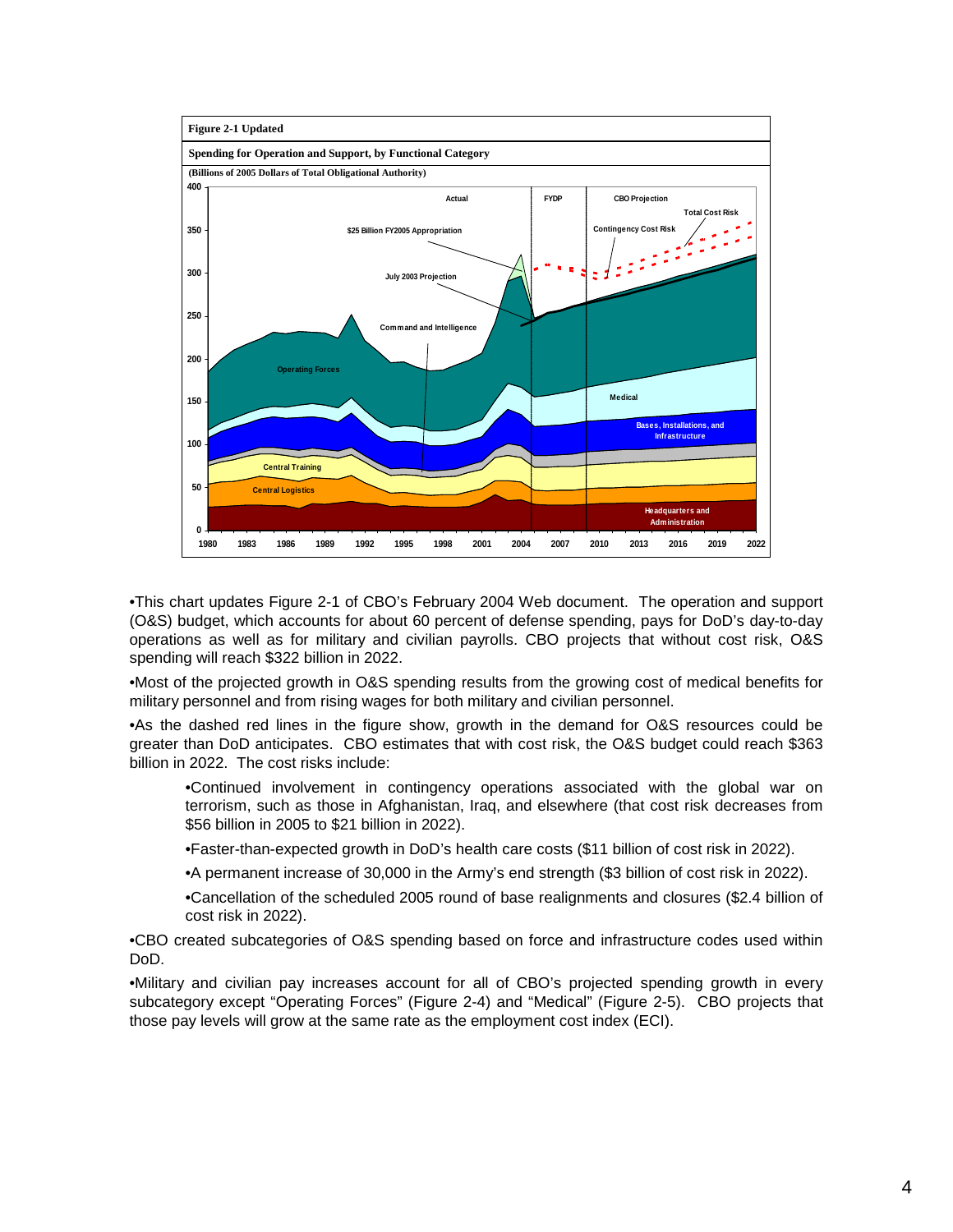**Figure 2-1 Updated**

**Spending for Operation and Support, by Functional Category**

**(Billions of 2005 Dollars of Total Obligational Authority)**

•This chart updates Figure 2-1 of CBO's February 2004 Web document. The operation and support (O&S) budget, which accounts for about 60 percent of defense spending, pays for DoD's day-to-day operations as well as for military and civilian payrolls. CBO projects that without cost risk, O&S spending will reach $322 billion in 2022.

•Most of the projected growth in O&S spending results from the growing cost of medical benefits for military personnel and from rising wages for both military and civilian personnel.

•As the dashed red lines in the figure show, growth in the demand for O&S resources could be greater than DoD anticipates. CBO estimates that with cost risk, the O&S budget could reach $363 billion in 2022. The cost risks include:

> •Continued involvement in contingency operations associated with the global war on terrorism, such as those in Afghanistan, Iraq, and elsewhere (that cost risk decreases from $56 billion in 2005 to $21 billion in 2022).
>
> •Faster-than-expected growth in DoD's health care costs ($11 billion of cost risk in 2022).
>
> •A permanent increase of 30,000 in the Army's end strength ($3 billion of cost risk in 2022).
>
> •Cancellation of the scheduled 2005 round of base realignments and closures ($2.4 billion of cost risk in 2022).

•CBO created subcategories of O&S spending based on force and infrastructure codes used within DoD.

•Military and civilian pay increases account for all of CBO's projected spending growth in every subcategory except "Operating Forces" (Figure 2-4) and "Medical" (Figure 2-5). CBO projects that those pay levels will grow at the same rate as the employment cost index (ECI).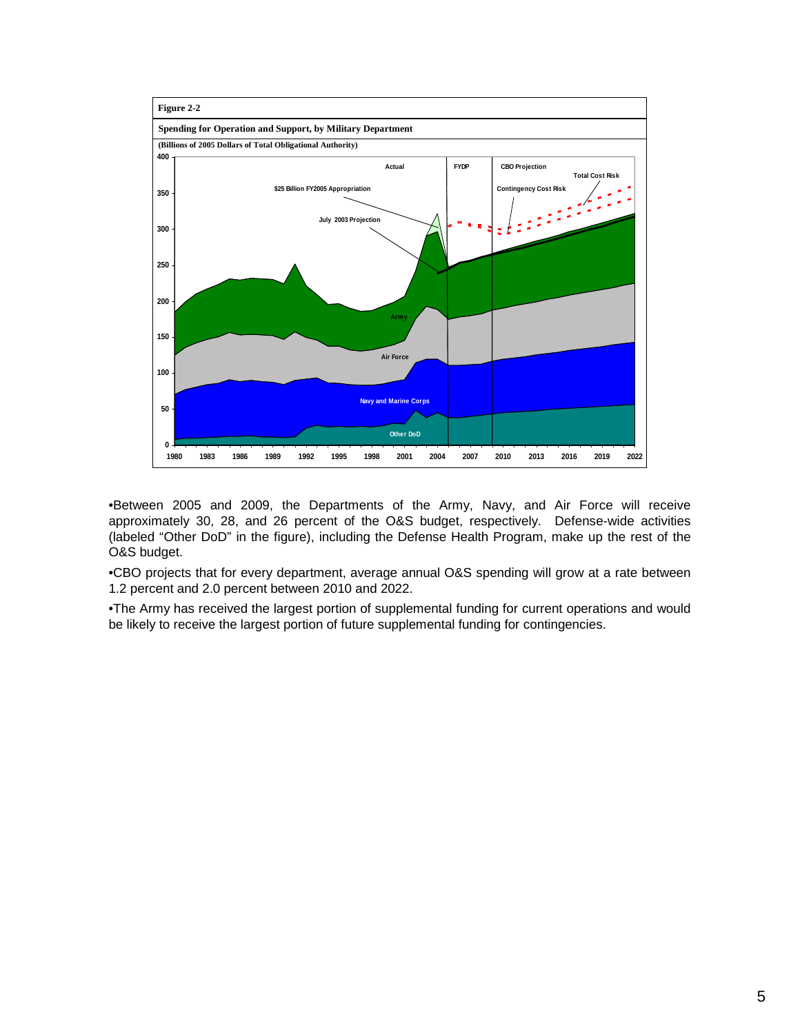Figure 2-2

Spending for Operation and Support, by Military Department

(Billions of 2005 Dollars of Total Obligational Authority)

•Between 2005 and 2009, the Departments of the Army, Navy, and Air Force will receive approximately 30, 28, and 26 percent of the O&S budget, respectively. Defense-wide activities (labeled "Other DoD" in the figure), including the Defense Health Program, make up the rest of the O&S budget.

•CBO projects that for every department, average annual O&S spending will grow at a rate between 1.2 percent and 2.0 percent between 2010 and 2022.

•The Army has received the largest portion of supplemental funding for current operations and would be likely to receive the largest portion of future supplemental funding for contingencies.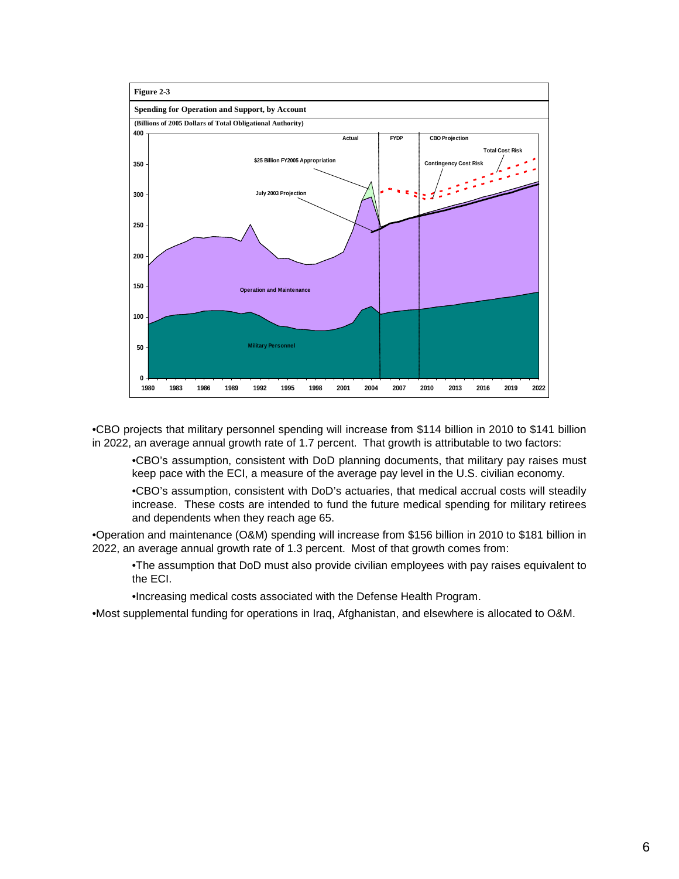**Figure 2-3**

**Spending for Operation and Support, by Account**

**(Billions of 2005 Dollars of Total Obligational Authority)**

- CBO projects that military personnel spending will increase from $114 billion in 2010 to $141 billion in 2022, an average annual growth rate of 1.7 percent. That growth is attributable to two factors:
  - CBO's assumption, consistent with DoD planning documents, that military pay raises must keep pace with the ECI, a measure of the average pay level in the U.S. civilian economy.
  - CBO's assumption, consistent with DoD's actuaries, that medical accrual costs will steadily increase. These costs are intended to fund the future medical spending for military retirees and dependents when they reach age 65.
- Operation and maintenance (O&M) spending will increase from $156 billion in 2010 to $181 billion in 2022, an average annual growth rate of 1.3 percent. Most of that growth comes from:
  - The assumption that DoD must also provide civilian employees with pay raises equivalent to the ECI.
  - Increasing medical costs associated with the Defense Health Program.
- Most supplemental funding for operations in Iraq, Afghanistan, and elsewhere is allocated to O&M.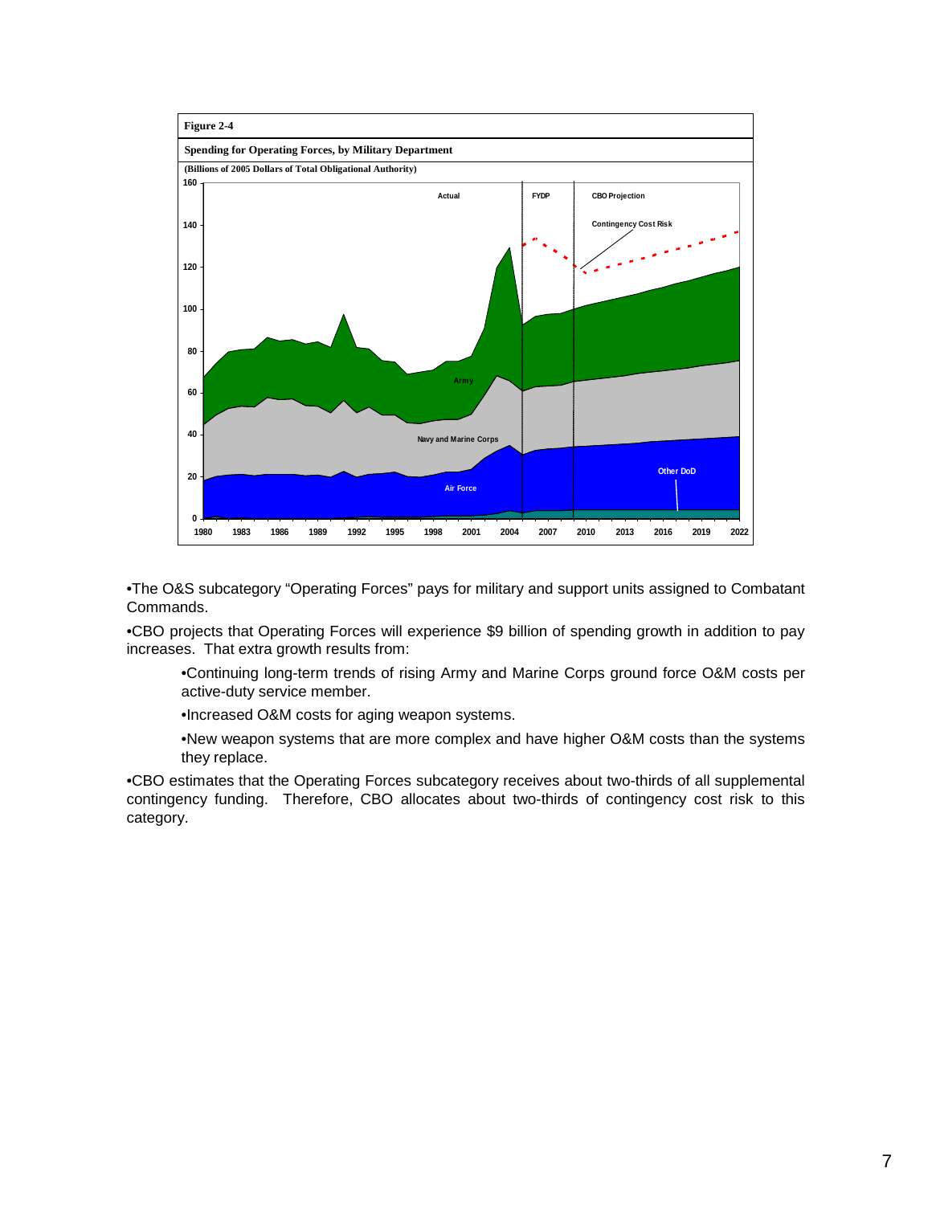Figure 2-4

Spending for Operating Forces, by Military Department

(Billions of 2005 Dollars of Total Obligational Authority)

•The O&S subcategory "Operating Forces" pays for military and support units assigned to Combatant Commands.

•CBO projects that Operating Forces will experience $9 billion of spending growth in addition to pay increases. That extra growth results from:

- •Continuing long-term trends of rising Army and Marine Corps ground force O&M costs per active-duty service member.
- •Increased O&M costs for aging weapon systems.
- •New weapon systems that are more complex and have higher O&M costs than the systems they replace.

•CBO estimates that the Operating Forces subcategory receives about two-thirds of all supplemental contingency funding. Therefore, CBO allocates about two-thirds of contingency cost risk to this category.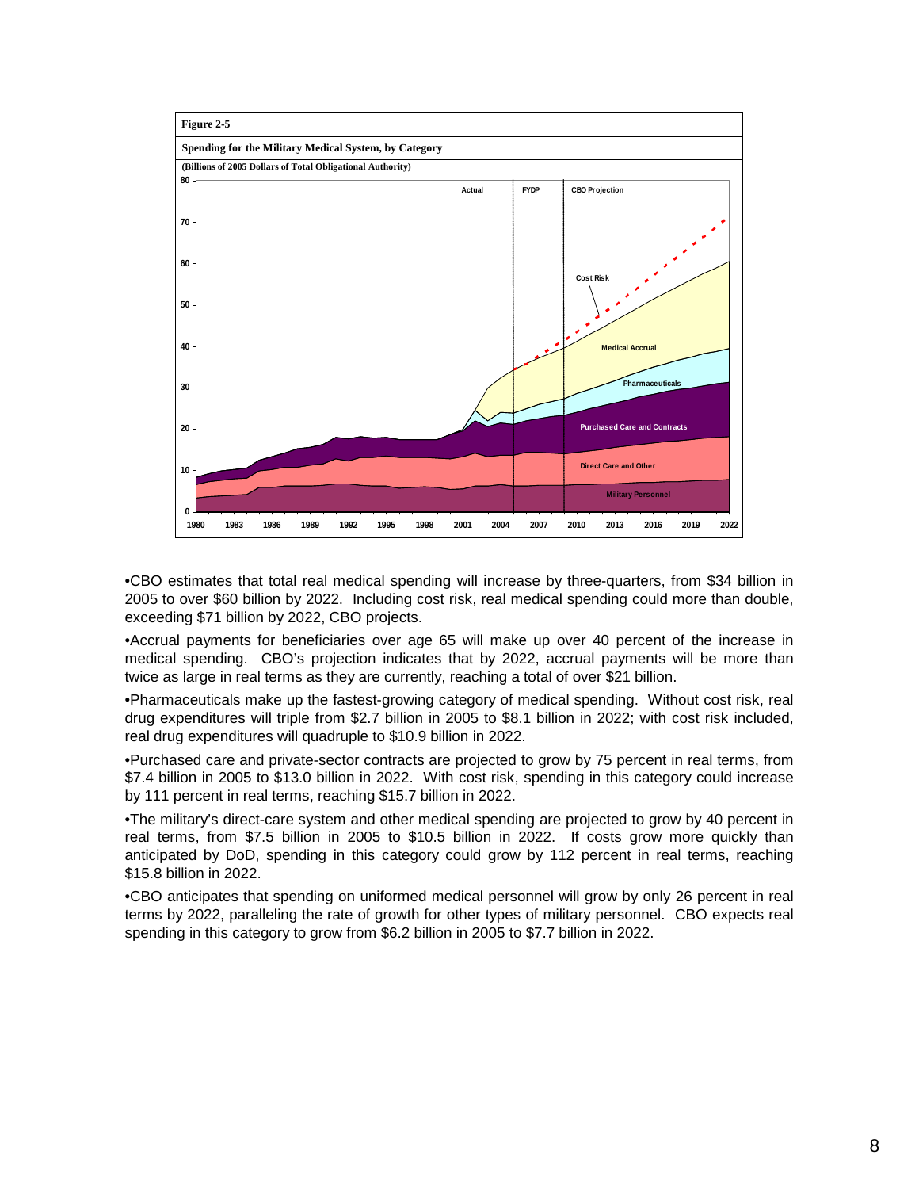**Figure 2-5**

**Spending for the Military Medical System, by Category**

**(Billions of 2005 Dollars of Total Obligational Authority)**

•CBO estimates that total real medical spending will increase by three-quarters, from $34 billion in 2005 to over $60 billion by 2022. Including cost risk, real medical spending could more than double, exceeding $71 billion by 2022, CBO projects.

•Accrual payments for beneficiaries over age 65 will make up over 40 percent of the increase in medical spending. CBO's projection indicates that by 2022, accrual payments will be more than twice as large in real terms as they are currently, reaching a total of over $21 billion.

•Pharmaceuticals make up the fastest-growing category of medical spending. Without cost risk, real drug expenditures will triple from $2.7 billion in 2005 to $8.1 billion in 2022; with cost risk included, real drug expenditures will quadruple to $10.9 billion in 2022.

•Purchased care and private-sector contracts are projected to grow by 75 percent in real terms, from $7.4 billion in 2005 to $13.0 billion in 2022. With cost risk, spending in this category could increase by 111 percent in real terms, reaching $15.7 billion in 2022.

•The military's direct-care system and other medical spending are projected to grow by 40 percent in real terms, from $7.5 billion in 2005 to $10.5 billion in 2022. If costs grow more quickly than anticipated by DoD, spending in this category could grow by 112 percent in real terms, reaching $15.8 billion in 2022.

•CBO anticipates that spending on uniformed medical personnel will grow by only 26 percent in real terms by 2022, paralleling the rate of growth for other types of military personnel. CBO expects real spending in this category to grow from $6.2 billion in 2005 to $7.7 billion in 2022.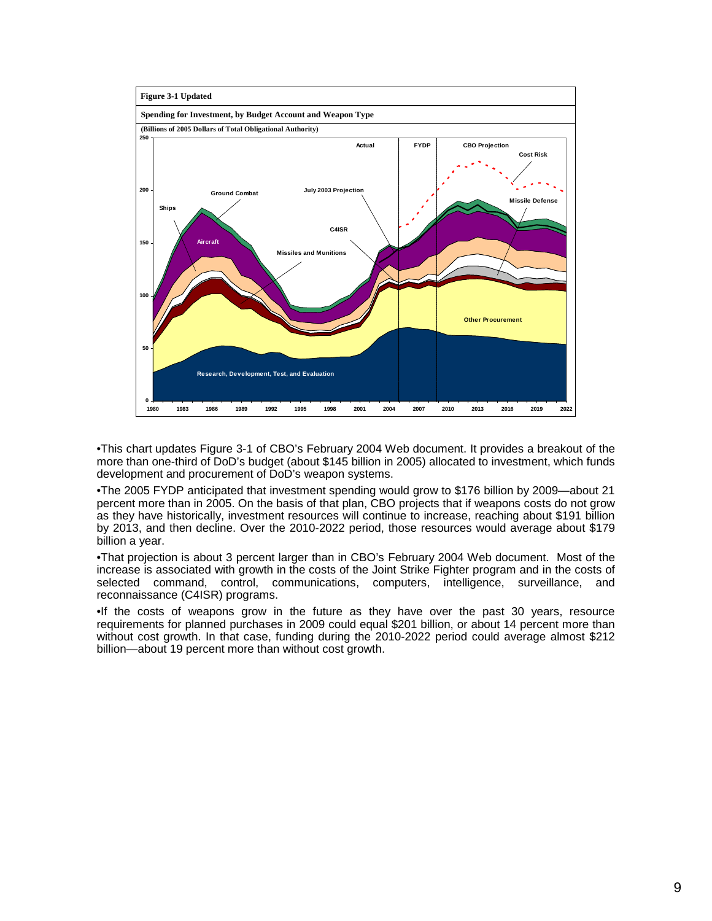**Figure 3-1 Updated**

**Spending for Investment, by Budget Account and Weapon Type**

**(Billions of 2005 Dollars of Total Obligational Authority)**

•This chart updates Figure 3-1 of CBO's February 2004 Web document. It provides a breakout of the more than one-third of DoD's budget (about $145 billion in 2005) allocated to investment, which funds development and procurement of DoD's weapon systems.

•The 2005 FYDP anticipated that investment spending would grow to $176 billion by 2009—about 21 percent more than in 2005. On the basis of that plan, CBO projects that if weapons costs do not grow as they have historically, investment resources will continue to increase, reaching about $191 billion by 2013, and then decline. Over the 2010-2022 period, those resources would average about $179 billion a year.

•That projection is about 3 percent larger than in CBO's February 2004 Web document. Most of the increase is associated with growth in the costs of the Joint Strike Fighter program and in the costs of selected command, control, communications, computers, intelligence, surveillance, and reconnaissance (C4ISR) programs.

•If the costs of weapons grow in the future as they have over the past 30 years, resource requirements for planned purchases in 2009 could equal $201 billion, or about 14 percent more than without cost growth. In that case, funding during the 2010-2022 period could average almost $212 billion—about 19 percent more than without cost growth.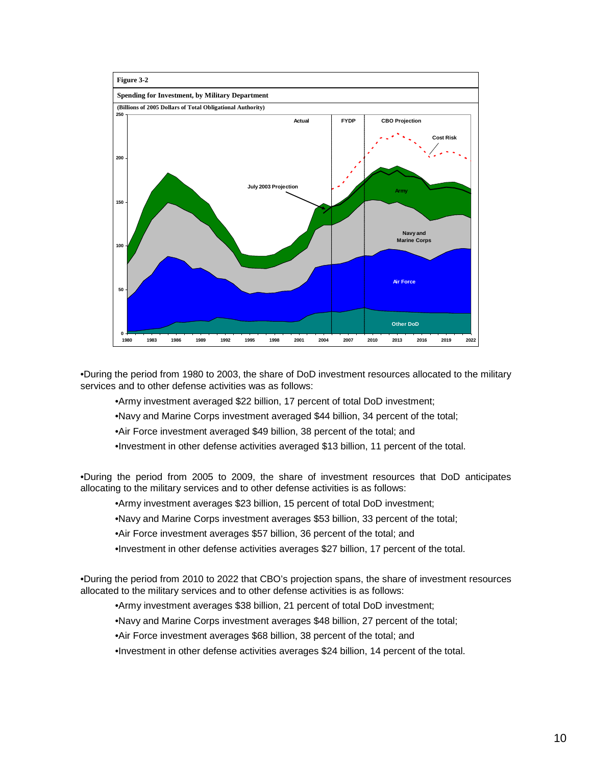**Figure 3-2**

**Spending for Investment, by Military Department**

**(Billions of 2005 Dollars of Total Obligational Authority)**

- During the period from 1980 to 2003, the share of DoD investment resources allocated to the military services and to other defense activities was as follows:
  - Army investment averaged $22 billion, 17 percent of total DoD investment;
  - Navy and Marine Corps investment averaged $44 billion, 34 percent of the total;
  - Air Force investment averaged $49 billion, 38 percent of the total; and
  - Investment in other defense activities averaged $13 billion, 11 percent of the total.

- During the period from 2005 to 2009, the share of investment resources that DoD anticipates allocating to the military services and to other defense activities is as follows:
  - Army investment averages $23 billion, 15 percent of total DoD investment;
  - Navy and Marine Corps investment averages $53 billion, 33 percent of the total;
  - Air Force investment averages $57 billion, 36 percent of the total; and
  - Investment in other defense activities averages $27 billion, 17 percent of the total.

- During the period from 2010 to 2022 that CBO's projection spans, the share of investment resources allocated to the military services and to other defense activities is as follows:
  - Army investment averages $38 billion, 21 percent of total DoD investment;
  - Navy and Marine Corps investment averages $48 billion, 27 percent of the total;
  - Air Force investment averages $68 billion, 38 percent of the total; and
  - Investment in other defense activities averages $24 billion, 14 percent of the total.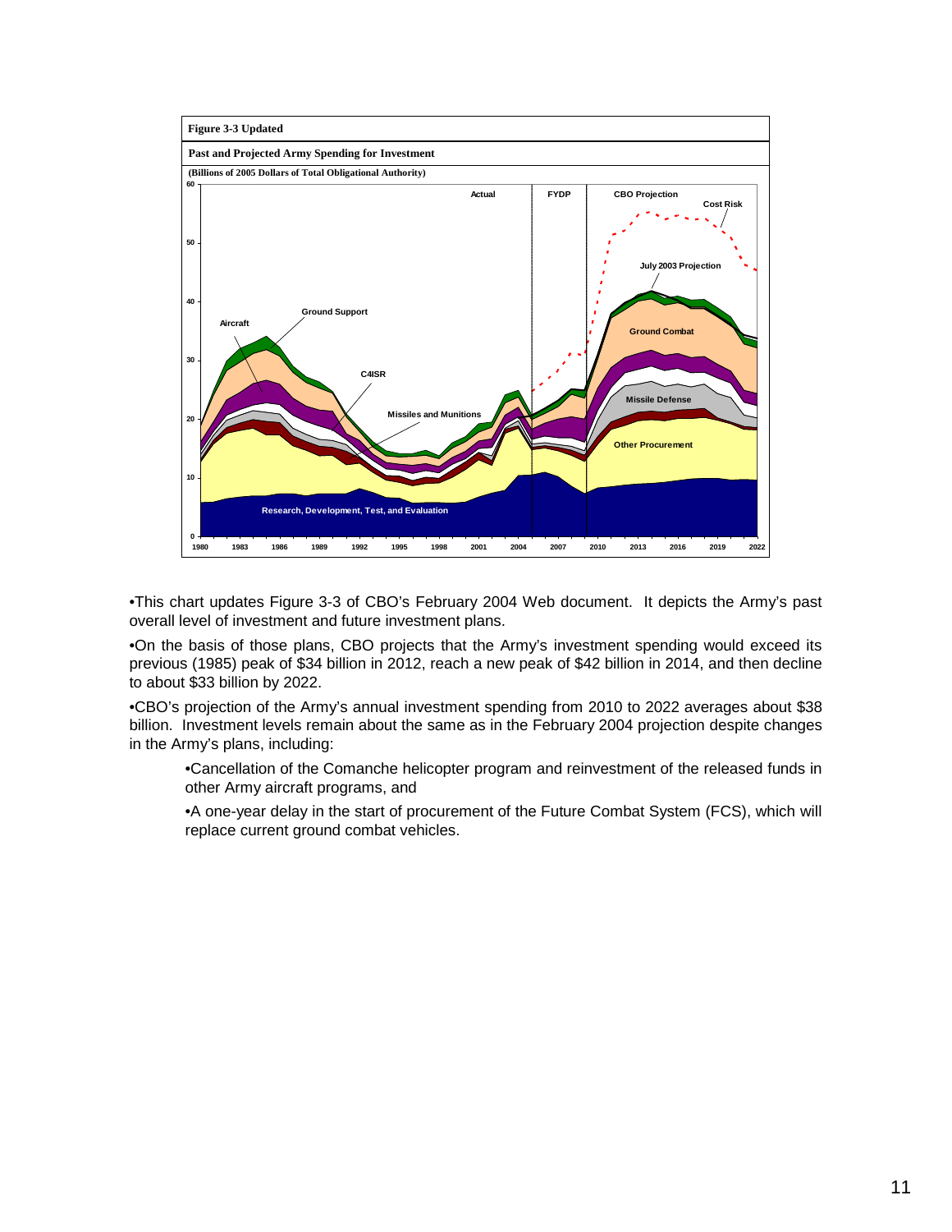**Figure 3-3 Updated**

**Past and Projected Army Spending for Investment**

**(Billions of 2005 Dollars of Total Obligational Authority)**

•This chart updates Figure 3-3 of CBO's February 2004 Web document. It depicts the Army's past overall level of investment and future investment plans.

•On the basis of those plans, CBO projects that the Army's investment spending would exceed its previous (1985) peak of $34 billion in 2012, reach a new peak of $42 billion in 2014, and then decline to about $33 billion by 2022.

•CBO's projection of the Army's annual investment spending from 2010 to 2022 averages about $38 billion. Investment levels remain about the same as in the February 2004 projection despite changes in the Army's plans, including:

> •Cancellation of the Comanche helicopter program and reinvestment of the released funds in other Army aircraft programs, and
>
> •A one-year delay in the start of procurement of the Future Combat System (FCS), which will replace current ground combat vehicles.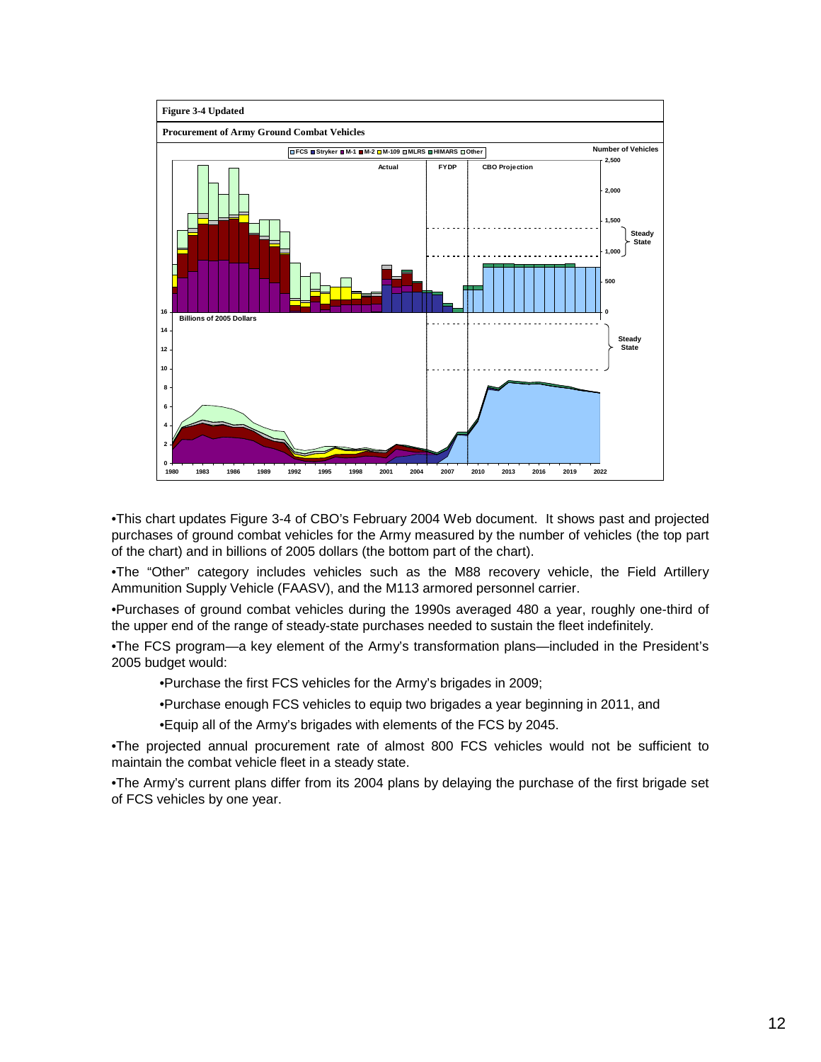**Figure 3-4 Updated**

**Procurement of Army Ground Combat Vehicles**

•This chart updates Figure 3-4 of CBO's February 2004 Web document. It shows past and projected purchases of ground combat vehicles for the Army measured by the number of vehicles (the top part of the chart) and in billions of 2005 dollars (the bottom part of the chart).

•The "Other" category includes vehicles such as the M88 recovery vehicle, the Field Artillery Ammunition Supply Vehicle (FAASV), and the M113 armored personnel carrier.

•Purchases of ground combat vehicles during the 1990s averaged 480 a year, roughly one-third of the upper end of the range of steady-state purchases needed to sustain the fleet indefinitely.

•The FCS program—a key element of the Army's transformation plans—included in the President's 2005 budget would:

- •Purchase the first FCS vehicles for the Army's brigades in 2009;
- •Purchase enough FCS vehicles to equip two brigades a year beginning in 2011, and
- •Equip all of the Army's brigades with elements of the FCS by 2045.

•The projected annual procurement rate of almost 800 FCS vehicles would not be sufficient to maintain the combat vehicle fleet in a steady state.

•The Army's current plans differ from its 2004 plans by delaying the purchase of the first brigade set of FCS vehicles by one year.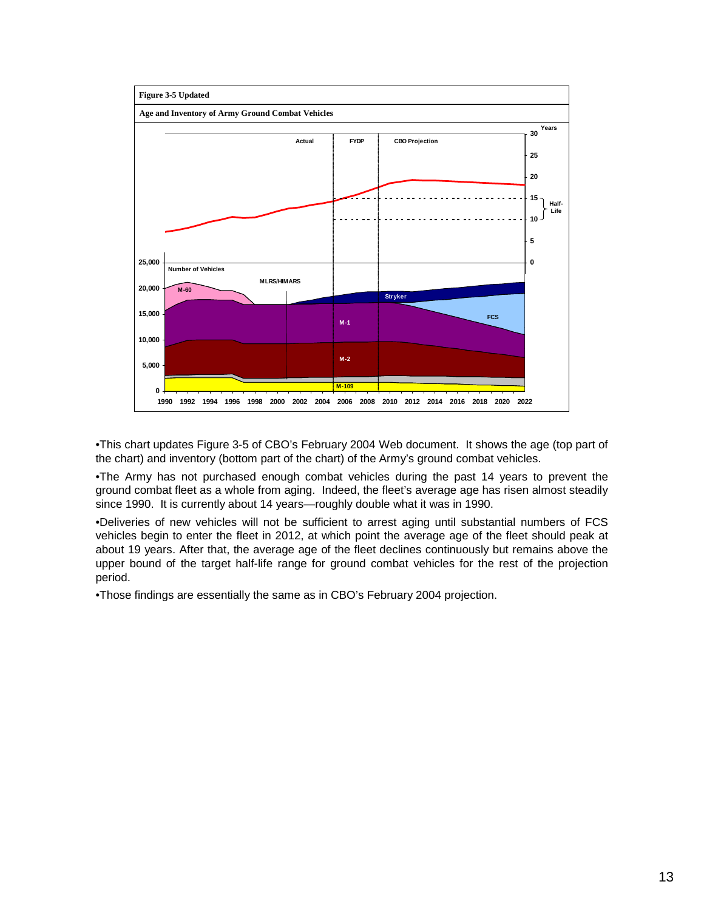**Figure 3-5 Updated**

**Age and Inventory of Army Ground Combat Vehicles**

•This chart updates Figure 3-5 of CBO's February 2004 Web document. It shows the age (top part of the chart) and inventory (bottom part of the chart) of the Army's ground combat vehicles.

•The Army has not purchased enough combat vehicles during the past 14 years to prevent the ground combat fleet as a whole from aging. Indeed, the fleet's average age has risen almost steadily since 1990. It is currently about 14 years—roughly double what it was in 1990.

•Deliveries of new vehicles will not be sufficient to arrest aging until substantial numbers of FCS vehicles begin to enter the fleet in 2012, at which point the average age of the fleet should peak at about 19 years. After that, the average age of the fleet declines continuously but remains above the upper bound of the target half-life range for ground combat vehicles for the rest of the projection period.

•Those findings are essentially the same as in CBO's February 2004 projection.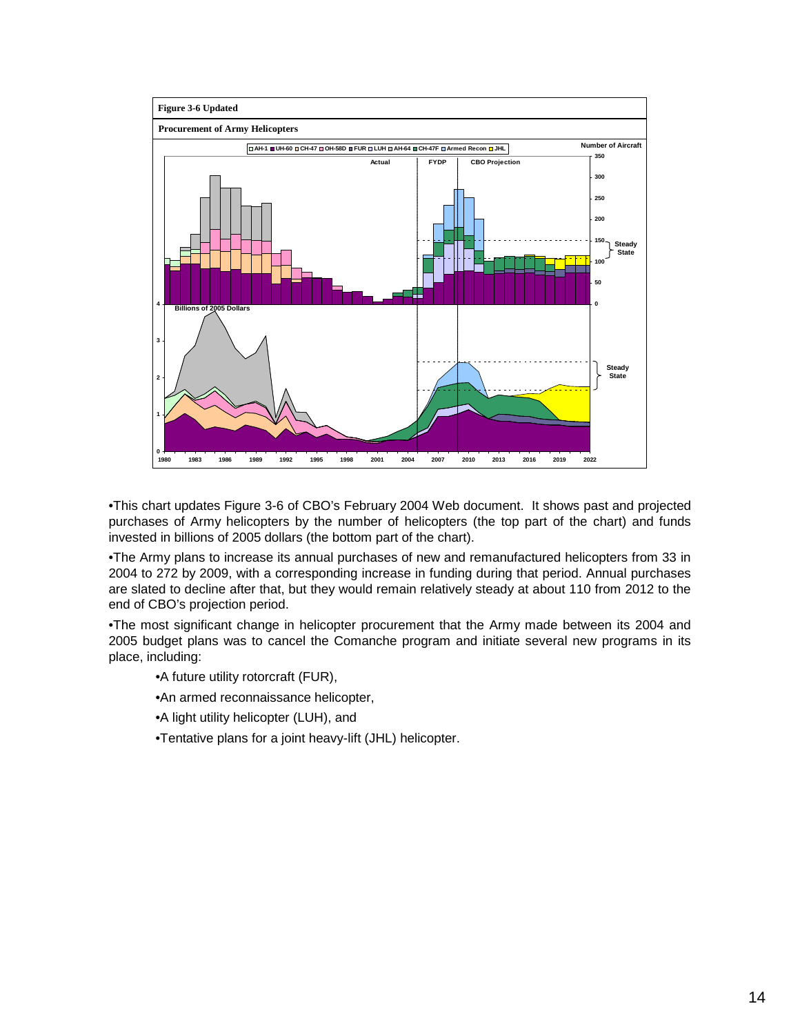**Figure 3-6 Updated**

**Procurement of Army Helicopters**

•This chart updates Figure 3-6 of CBO's February 2004 Web document. It shows past and projected purchases of Army helicopters by the number of helicopters (the top part of the chart) and funds invested in billions of 2005 dollars (the bottom part of the chart).

•The Army plans to increase its annual purchases of new and remanufactured helicopters from 33 in 2004 to 272 by 2009, with a corresponding increase in funding during that period. Annual purchases are slated to decline after that, but they would remain relatively steady at about 110 from 2012 to the end of CBO's projection period.

•The most significant change in helicopter procurement that the Army made between its 2004 and 2005 budget plans was to cancel the Comanche program and initiate several new programs in its place, including:

- •A future utility rotorcraft (FUR),
- •An armed reconnaissance helicopter,
- •A light utility helicopter (LUH), and
- •Tentative plans for a joint heavy-lift (JHL) helicopter.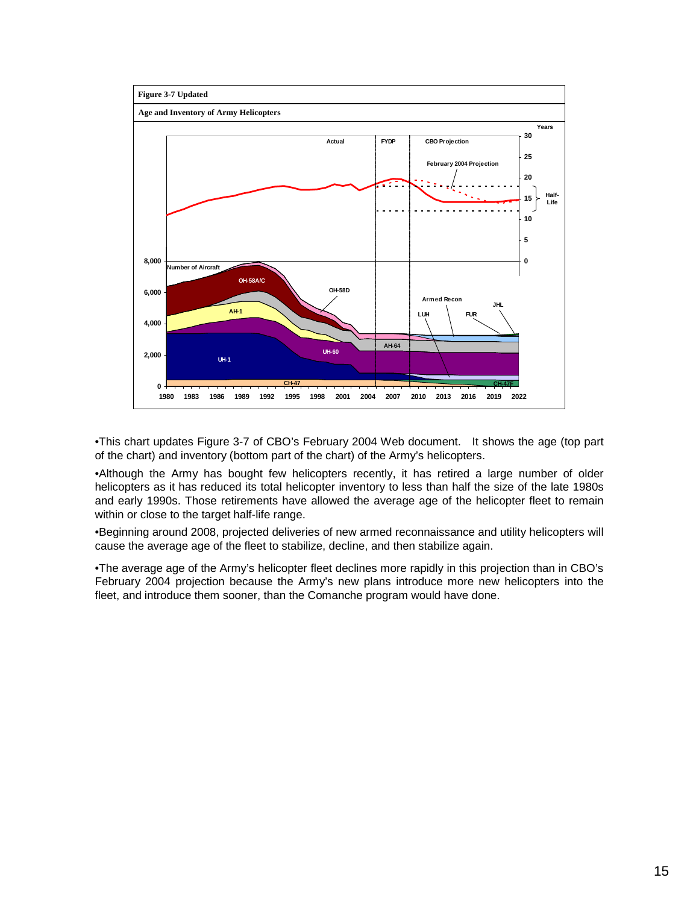**Figure 3-7 Updated**

**Age and Inventory of Army Helicopters**

•This chart updates Figure 3-7 of CBO's February 2004 Web document. It shows the age (top part of the chart) and inventory (bottom part of the chart) of the Army's helicopters.

•Although the Army has bought few helicopters recently, it has retired a large number of older helicopters as it has reduced its total helicopter inventory to less than half the size of the late 1980s and early 1990s. Those retirements have allowed the average age of the helicopter fleet to remain within or close to the target half-life range.

•Beginning around 2008, projected deliveries of new armed reconnaissance and utility helicopters will cause the average age of the fleet to stabilize, decline, and then stabilize again.

•The average age of the Army's helicopter fleet declines more rapidly in this projection than in CBO's February 2004 projection because the Army's new plans introduce more new helicopters into the fleet, and introduce them sooner, than the Comanche program would have done.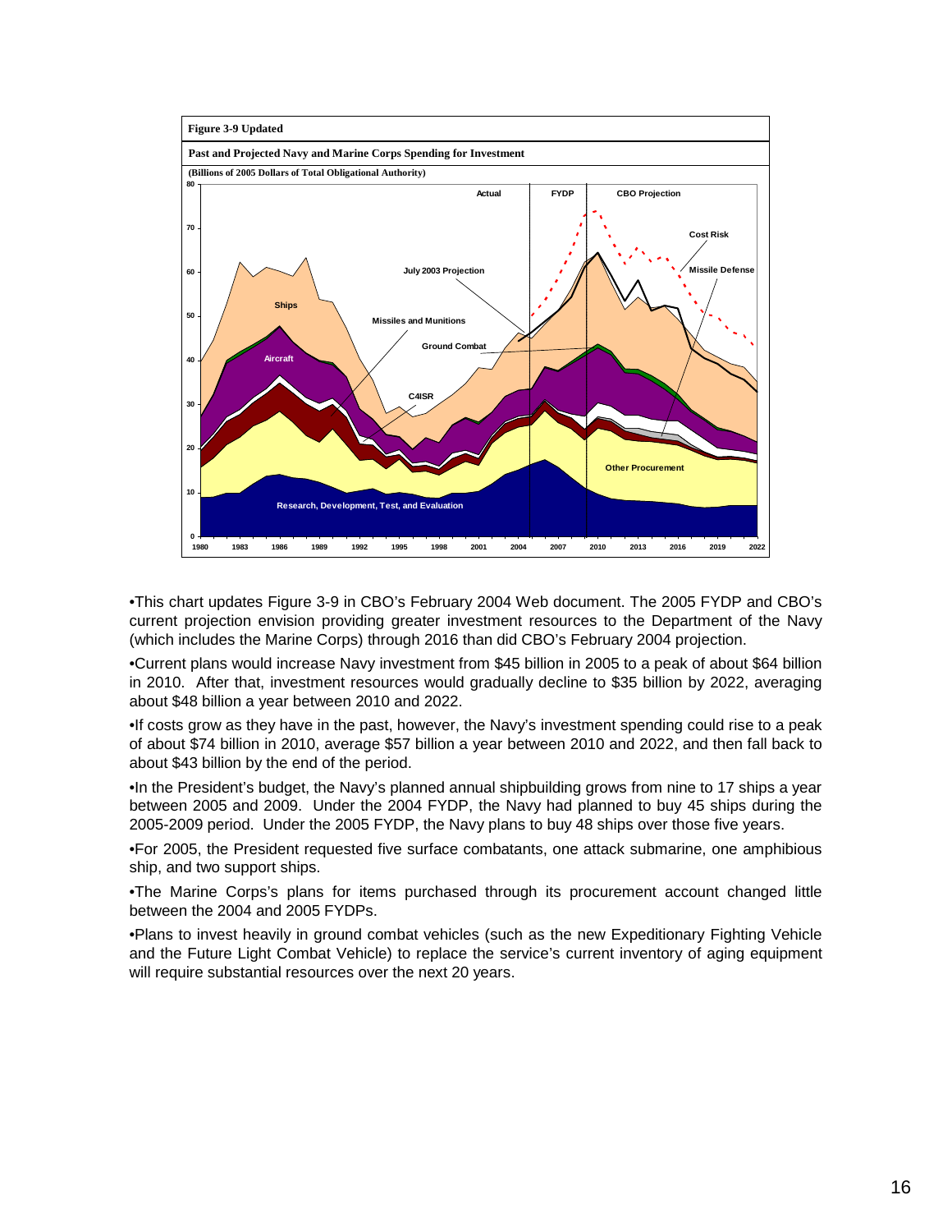**Figure 3-9 Updated**

**Past and Projected Navy and Marine Corps Spending for Investment**

**(Billions of 2005 Dollars of Total Obligational Authority)**

- This chart updates Figure 3-9 in CBO's February 2004 Web document. The 2005 FYDP and CBO's current projection envision providing greater investment resources to the Department of the Navy (which includes the Marine Corps) through 2016 than did CBO's February 2004 projection.
- Current plans would increase Navy investment from $45 billion in 2005 to a peak of about $64 billion in 2010. After that, investment resources would gradually decline to $35 billion by 2022, averaging about $48 billion a year between 2010 and 2022.
- If costs grow as they have in the past, however, the Navy's investment spending could rise to a peak of about $74 billion in 2010, average $57 billion a year between 2010 and 2022, and then fall back to about $43 billion by the end of the period.
- In the President's budget, the Navy's planned annual shipbuilding grows from nine to 17 ships a year between 2005 and 2009. Under the 2004 FYDP, the Navy had planned to buy 45 ships during the 2005-2009 period. Under the 2005 FYDP, the Navy plans to buy 48 ships over those five years.
- For 2005, the President requested five surface combatants, one attack submarine, one amphibious ship, and two support ships.
- The Marine Corps's plans for items purchased through its procurement account changed little between the 2004 and 2005 FYDPs.
- Plans to invest heavily in ground combat vehicles (such as the new Expeditionary Fighting Vehicle and the Future Light Combat Vehicle) to replace the service's current inventory of aging equipment will require substantial resources over the next 20 years.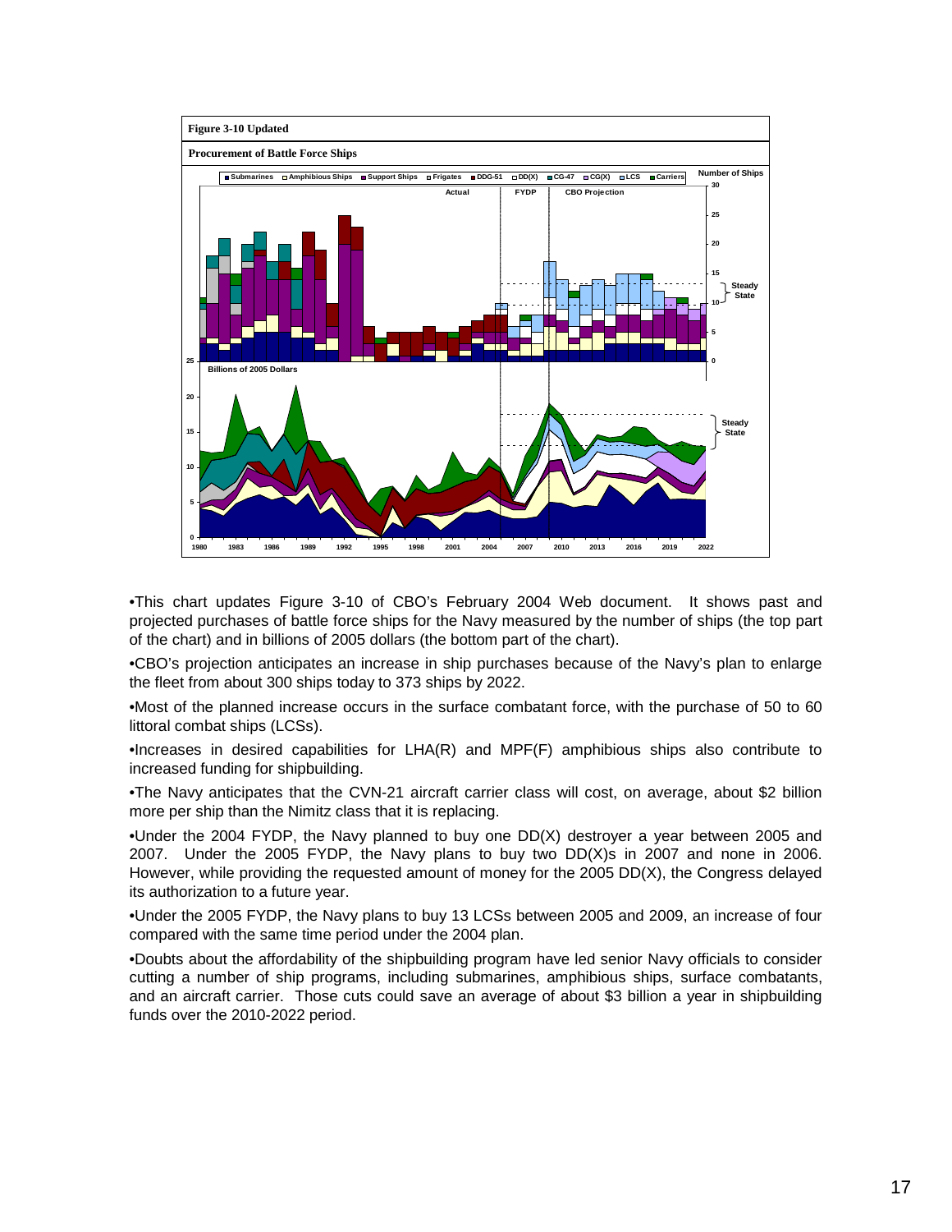**Figure 3-10 Updated**

**Procurement of Battle Force Ships**

•This chart updates Figure 3-10 of CBO's February 2004 Web document. It shows past and projected purchases of battle force ships for the Navy measured by the number of ships (the top part of the chart) and in billions of 2005 dollars (the bottom part of the chart).

•CBO's projection anticipates an increase in ship purchases because of the Navy's plan to enlarge the fleet from about 300 ships today to 373 ships by 2022.

•Most of the planned increase occurs in the surface combatant force, with the purchase of 50 to 60 littoral combat ships (LCSs).

•Increases in desired capabilities for LHA(R) and MPF(F) amphibious ships also contribute to increased funding for shipbuilding.

•The Navy anticipates that the CVN-21 aircraft carrier class will cost, on average, about $2 billion more per ship than the Nimitz class that it is replacing.

•Under the 2004 FYDP, the Navy planned to buy one DD(X) destroyer a year between 2005 and 2007. Under the 2005 FYDP, the Navy plans to buy two DD(X)s in 2007 and none in 2006. However, while providing the requested amount of money for the 2005 DD(X), the Congress delayed its authorization to a future year.

•Under the 2005 FYDP, the Navy plans to buy 13 LCSs between 2005 and 2009, an increase of four compared with the same time period under the 2004 plan.

•Doubts about the affordability of the shipbuilding program have led senior Navy officials to consider cutting a number of ship programs, including submarines, amphibious ships, surface combatants, and an aircraft carrier. Those cuts could save an average of about $3 billion a year in shipbuilding funds over the 2010-2022 period.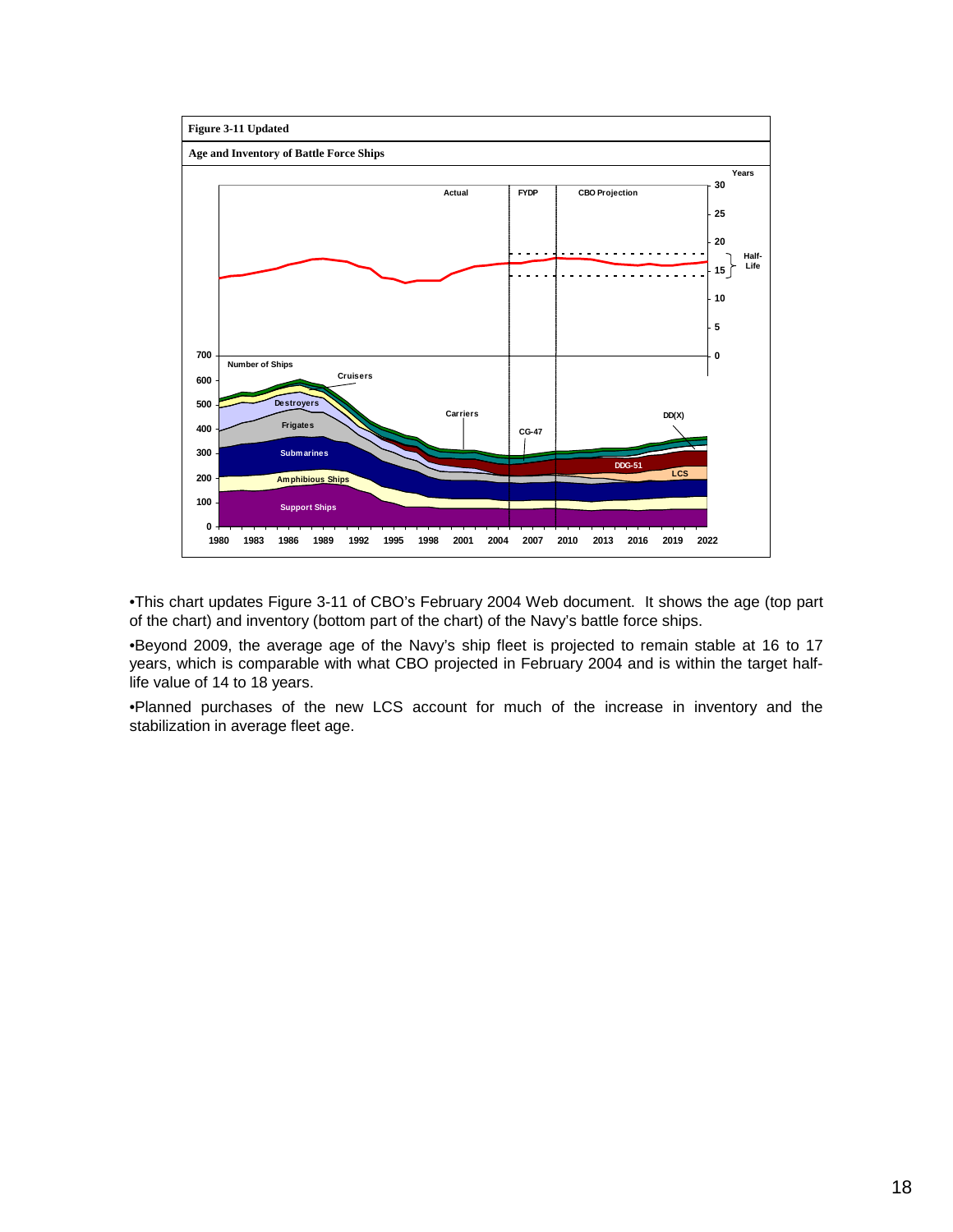**Figure 3-11 Updated**

**Age and Inventory of Battle Force Ships**

- This chart updates Figure 3-11 of CBO's February 2004 Web document. It shows the age (top part of the chart) and inventory (bottom part of the chart) of the Navy's battle force ships.
- Beyond 2009, the average age of the Navy's ship fleet is projected to remain stable at 16 to 17 years, which is comparable with what CBO projected in February 2004 and is within the target half-life value of 14 to 18 years.
- Planned purchases of the new LCS account for much of the increase in inventory and the stabilization in average fleet age.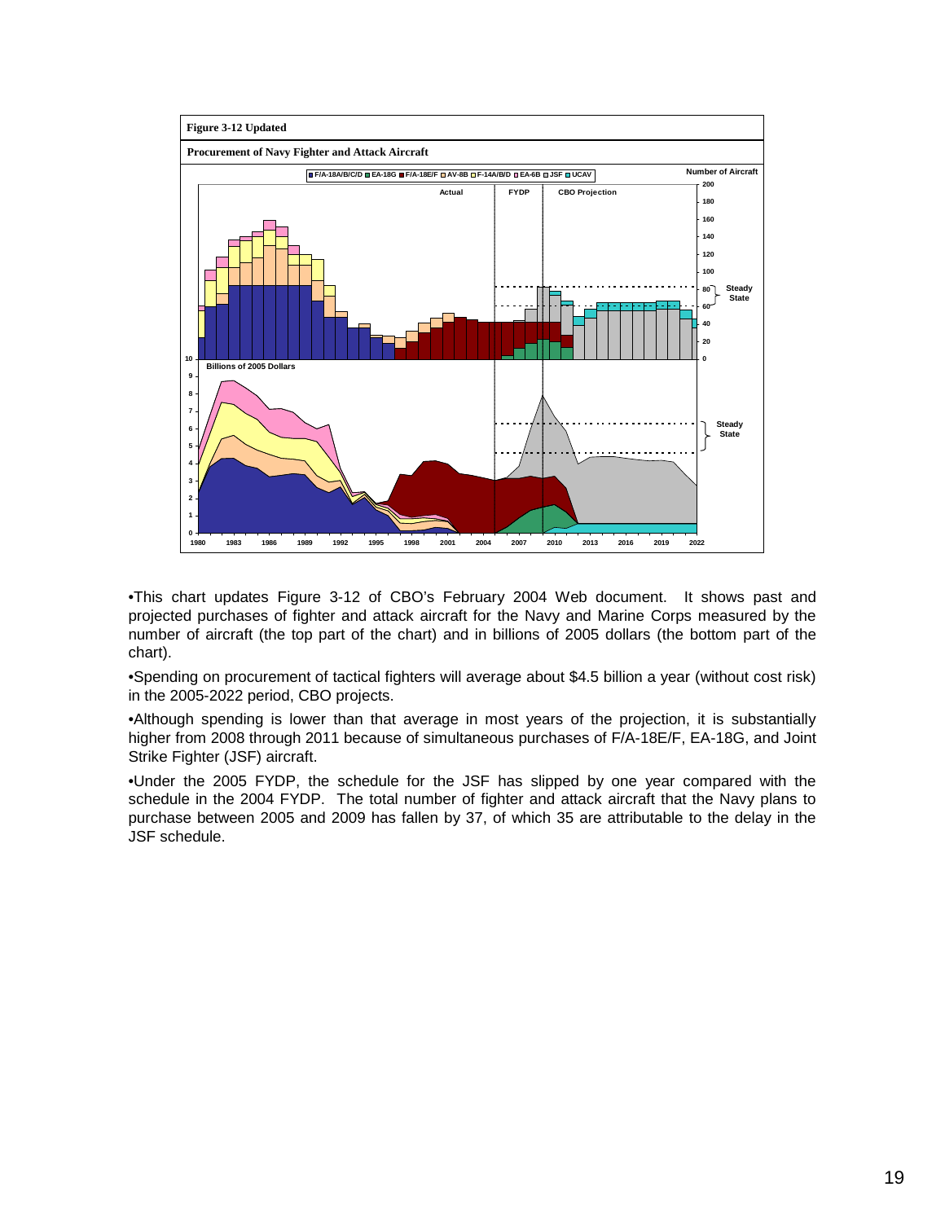**Figure 3-12 Updated**

**Procurement of Navy Fighter and Attack Aircraft**

•This chart updates Figure 3-12 of CBO's February 2004 Web document. It shows past and projected purchases of fighter and attack aircraft for the Navy and Marine Corps measured by the number of aircraft (the top part of the chart) and in billions of 2005 dollars (the bottom part of the chart).

•Spending on procurement of tactical fighters will average about $4.5 billion a year (without cost risk) in the 2005-2022 period, CBO projects.

•Although spending is lower than that average in most years of the projection, it is substantially higher from 2008 through 2011 because of simultaneous purchases of F/A-18E/F, EA-18G, and Joint Strike Fighter (JSF) aircraft.

•Under the 2005 FYDP, the schedule for the JSF has slipped by one year compared with the schedule in the 2004 FYDP. The total number of fighter and attack aircraft that the Navy plans to purchase between 2005 and 2009 has fallen by 37, of which 35 are attributable to the delay in the JSF schedule.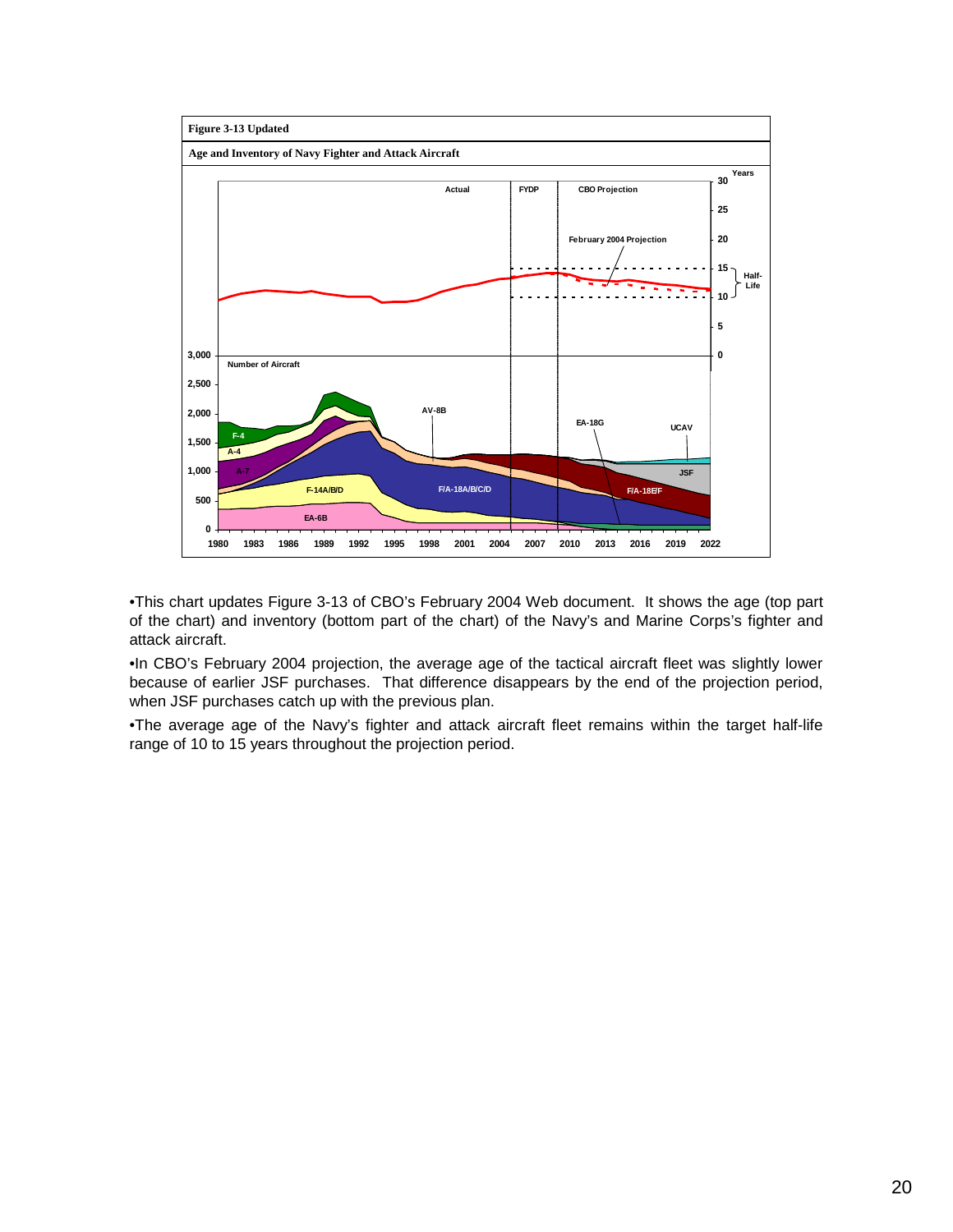**Figure 3-13 Updated**

**Age and Inventory of Navy Fighter and Attack Aircraft**

•This chart updates Figure 3-13 of CBO's February 2004 Web document. It shows the age (top part of the chart) and inventory (bottom part of the chart) of the Navy's and Marine Corps's fighter and attack aircraft.

•In CBO's February 2004 projection, the average age of the tactical aircraft fleet was slightly lower because of earlier JSF purchases. That difference disappears by the end of the projection period, when JSF purchases catch up with the previous plan.

•The average age of the Navy's fighter and attack aircraft fleet remains within the target half-life range of 10 to 15 years throughout the projection period.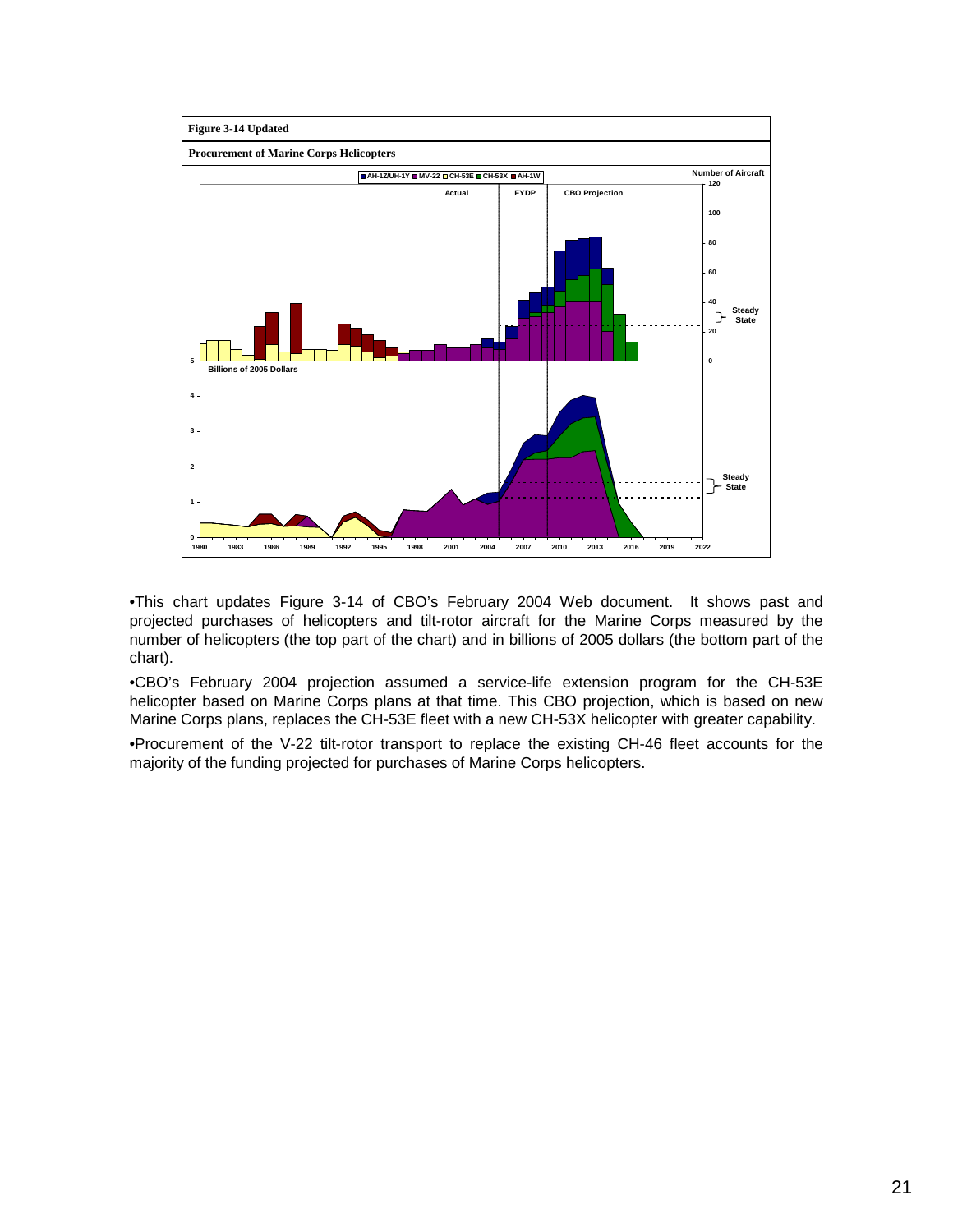**Figure 3-14 Updated**

**Procurement of Marine Corps Helicopters**

•This chart updates Figure 3-14 of CBO's February 2004 Web document. It shows past and projected purchases of helicopters and tilt-rotor aircraft for the Marine Corps measured by the number of helicopters (the top part of the chart) and in billions of 2005 dollars (the bottom part of the chart).

•CBO's February 2004 projection assumed a service-life extension program for the CH-53E helicopter based on Marine Corps plans at that time. This CBO projection, which is based on new Marine Corps plans, replaces the CH-53E fleet with a new CH-53X helicopter with greater capability.

•Procurement of the V-22 tilt-rotor transport to replace the existing CH-46 fleet accounts for the majority of the funding projected for purchases of Marine Corps helicopters.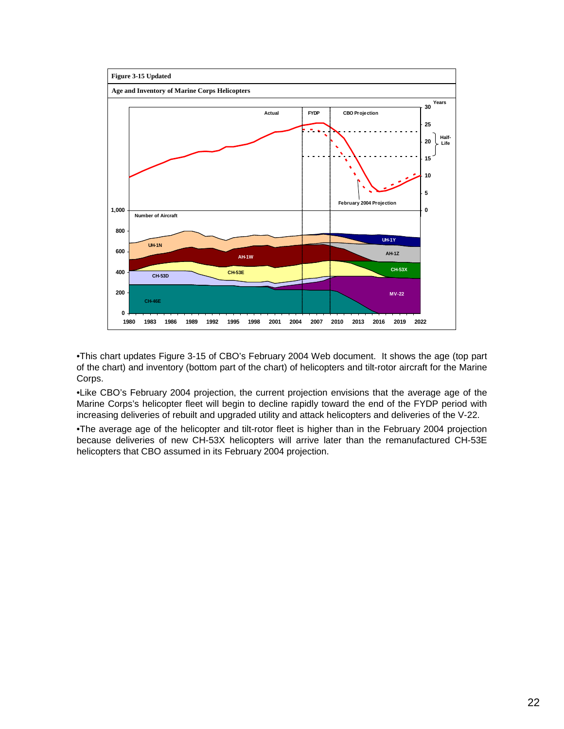**Figure 3-15 Updated**

**Age and Inventory of Marine Corps Helicopters**

- This chart updates Figure 3-15 of CBO's February 2004 Web document. It shows the age (top part of the chart) and inventory (bottom part of the chart) of helicopters and tilt-rotor aircraft for the Marine Corps.
- Like CBO's February 2004 projection, the current projection envisions that the average age of the Marine Corps's helicopter fleet will begin to decline rapidly toward the end of the FYDP period with increasing deliveries of rebuilt and upgraded utility and attack helicopters and deliveries of the V-22.
- The average age of the helicopter and tilt-rotor fleet is higher than in the February 2004 projection because deliveries of new CH-53X helicopters will arrive later than the remanufactured CH-53E helicopters that CBO assumed in its February 2004 projection.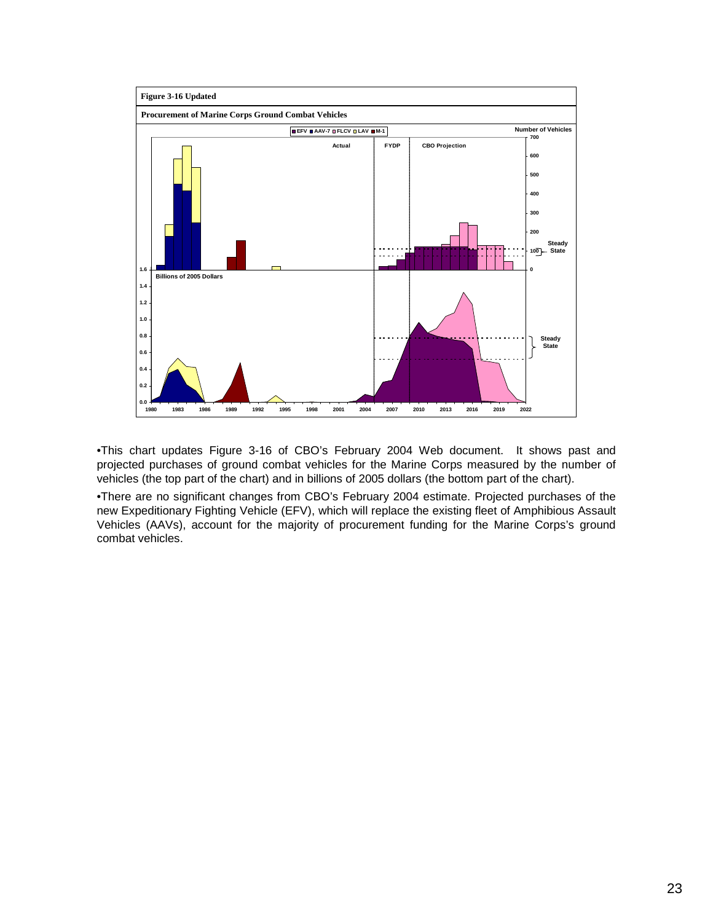**Figure 3-16 Updated**

**Procurement of Marine Corps Ground Combat Vehicles**

EFV | AAV-7 | FLCV | LAV | M-1

Number of Vehicles

Actual | FYDP | CBO Projection

Steady State

Billions of 2005 Dollars

Steady State

- This chart updates Figure 3-16 of CBO's February 2004 Web document. It shows past and projected purchases of ground combat vehicles for the Marine Corps measured by the number of vehicles (the top part of the chart) and in billions of 2005 dollars (the bottom part of the chart).

- There are no significant changes from CBO's February 2004 estimate. Projected purchases of the new Expeditionary Fighting Vehicle (EFV), which will replace the existing fleet of Amphibious Assault Vehicles (AAVs), account for the majority of procurement funding for the Marine Corps's ground combat vehicles.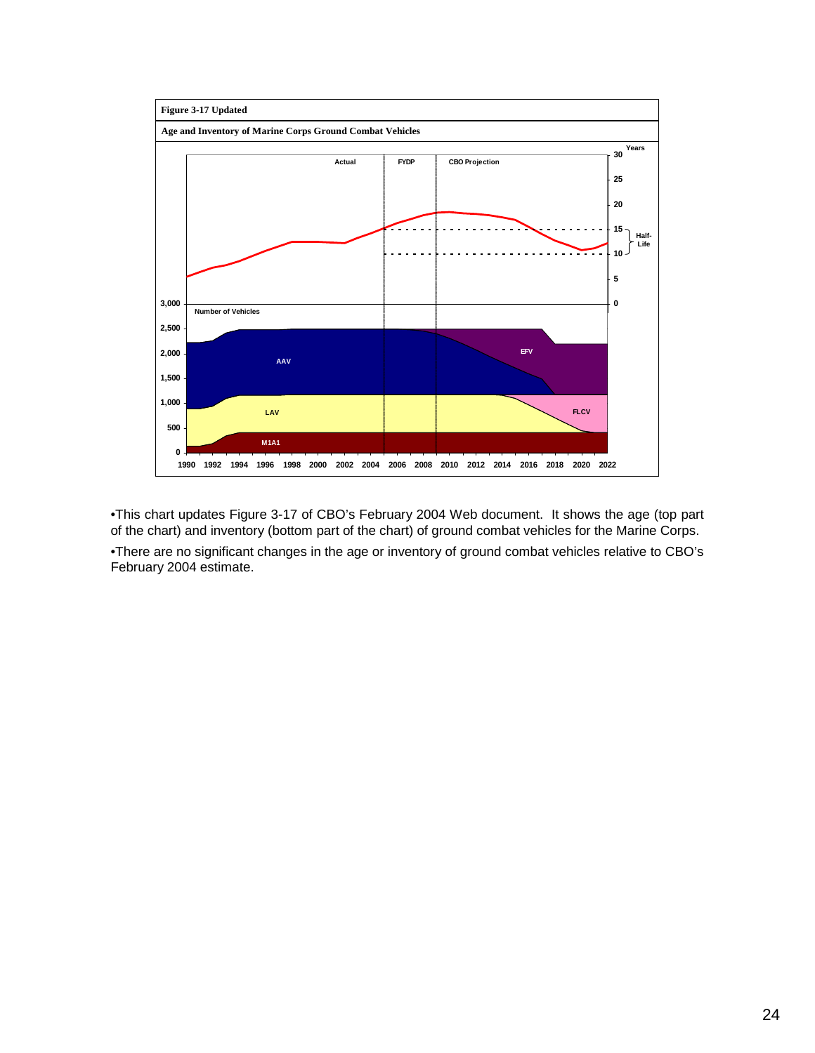**Figure 3-17 Updated**

**Age and Inventory of Marine Corps Ground Combat Vehicles**

•This chart updates Figure 3-17 of CBO's February 2004 Web document. It shows the age (top part of the chart) and inventory (bottom part of the chart) of ground combat vehicles for the Marine Corps.

•There are no significant changes in the age or inventory of ground combat vehicles relative to CBO's February 2004 estimate.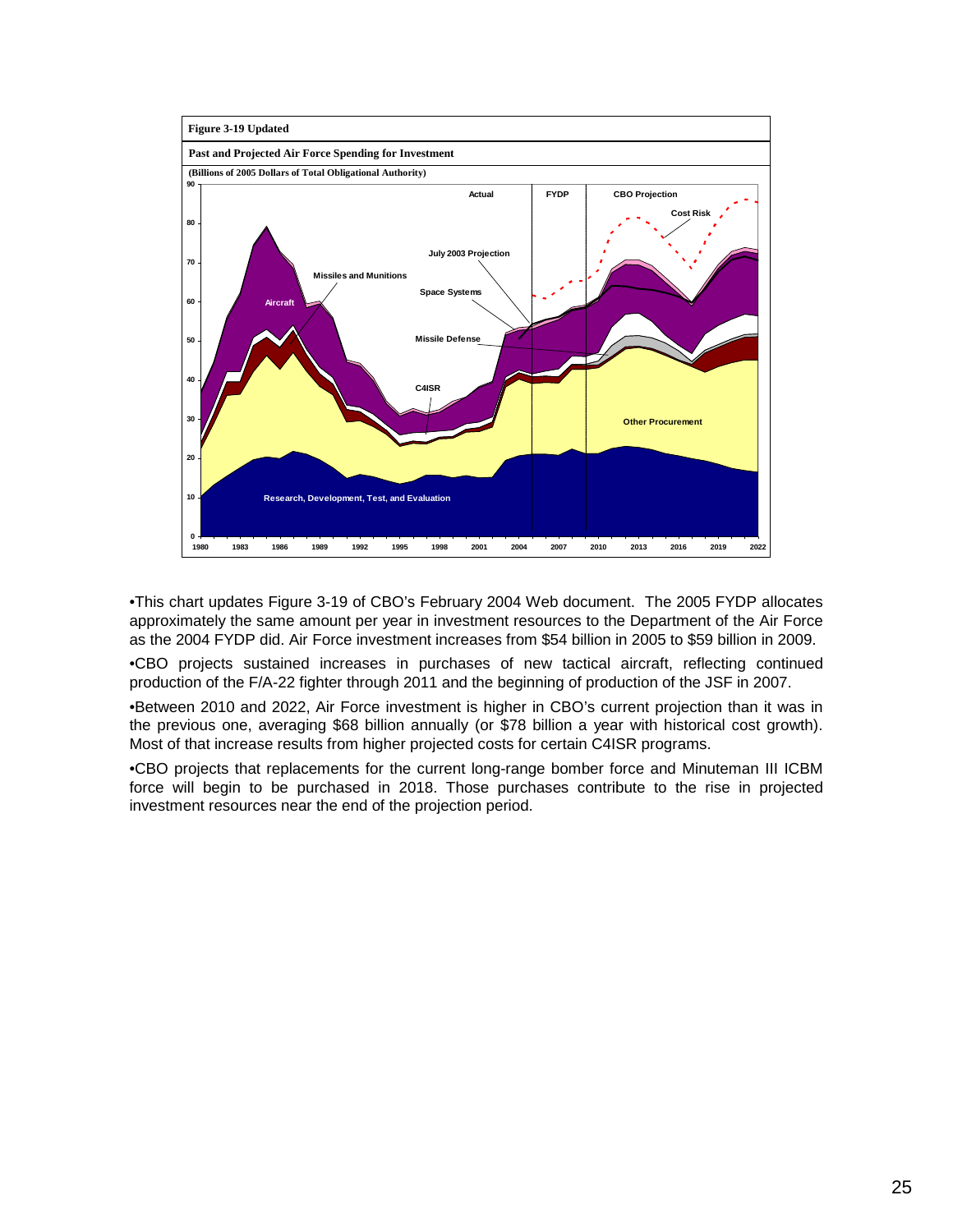**Figure 3-19 Updated**

**Past and Projected Air Force Spending for Investment**

**(Billions of 2005 Dollars of Total Obligational Authority)**

•This chart updates Figure 3-19 of CBO's February 2004 Web document. The 2005 FYDP allocates approximately the same amount per year in investment resources to the Department of the Air Force as the 2004 FYDP did. Air Force investment increases from $54 billion in 2005 to $59 billion in 2009.

•CBO projects sustained increases in purchases of new tactical aircraft, reflecting continued production of the F/A-22 fighter through 2011 and the beginning of production of the JSF in 2007.

•Between 2010 and 2022, Air Force investment is higher in CBO's current projection than it was in the previous one, averaging $68 billion annually (or $78 billion a year with historical cost growth). Most of that increase results from higher projected costs for certain C4ISR programs.

•CBO projects that replacements for the current long-range bomber force and Minuteman III ICBM force will begin to be purchased in 2018. Those purchases contribute to the rise in projected investment resources near the end of the projection period.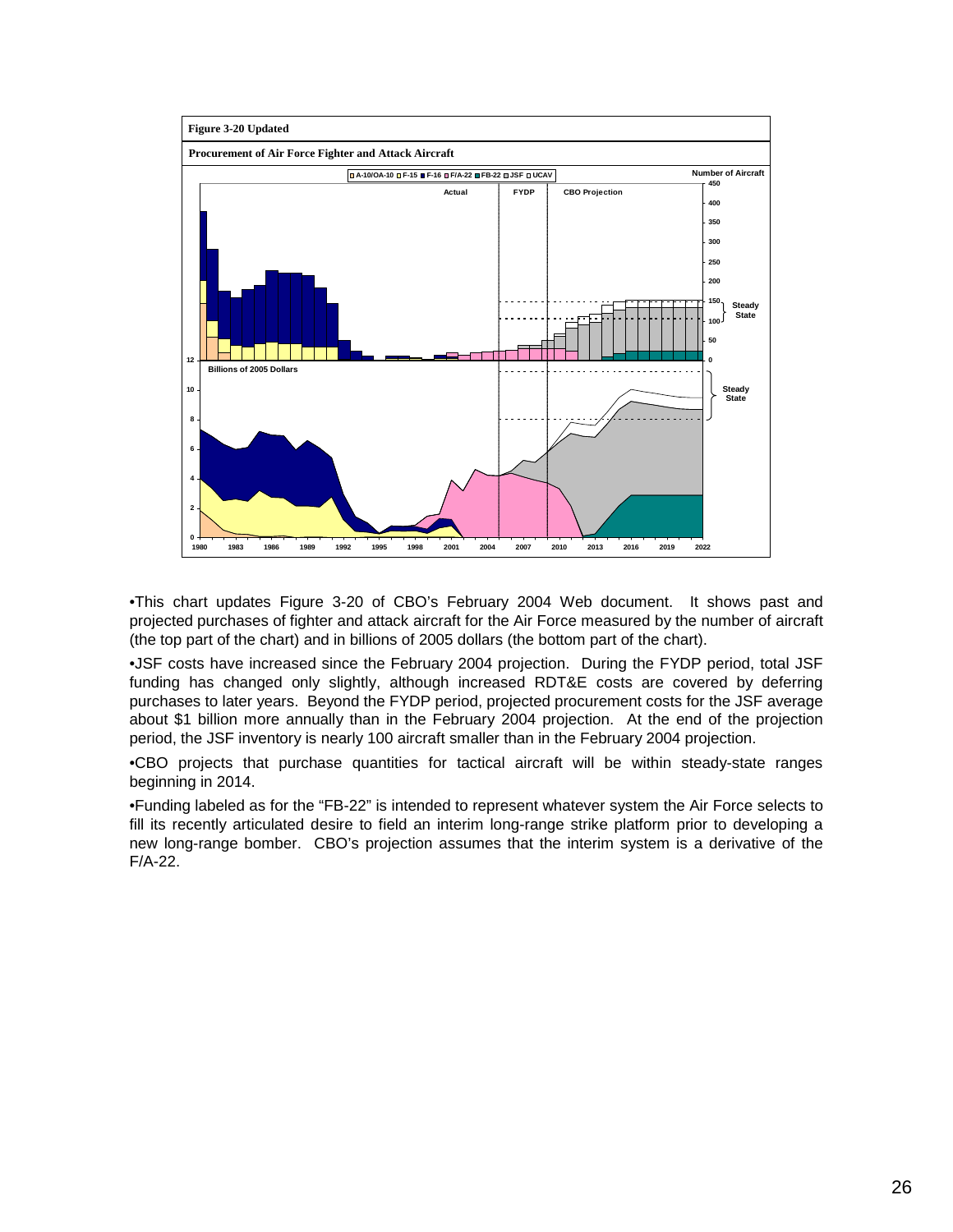**Figure 3-20 Updated**

**Procurement of Air Force Fighter and Attack Aircraft**

•This chart updates Figure 3-20 of CBO's February 2004 Web document. It shows past and projected purchases of fighter and attack aircraft for the Air Force measured by the number of aircraft (the top part of the chart) and in billions of 2005 dollars (the bottom part of the chart).

•JSF costs have increased since the February 2004 projection. During the FYDP period, total JSF funding has changed only slightly, although increased RDT&E costs are covered by deferring purchases to later years. Beyond the FYDP period, projected procurement costs for the JSF average about $1 billion more annually than in the February 2004 projection. At the end of the projection period, the JSF inventory is nearly 100 aircraft smaller than in the February 2004 projection.

•CBO projects that purchase quantities for tactical aircraft will be within steady-state ranges beginning in 2014.

•Funding labeled as for the "FB-22" is intended to represent whatever system the Air Force selects to fill its recently articulated desire to field an interim long-range strike platform prior to developing a new long-range bomber. CBO's projection assumes that the interim system is a derivative of the F/A-22.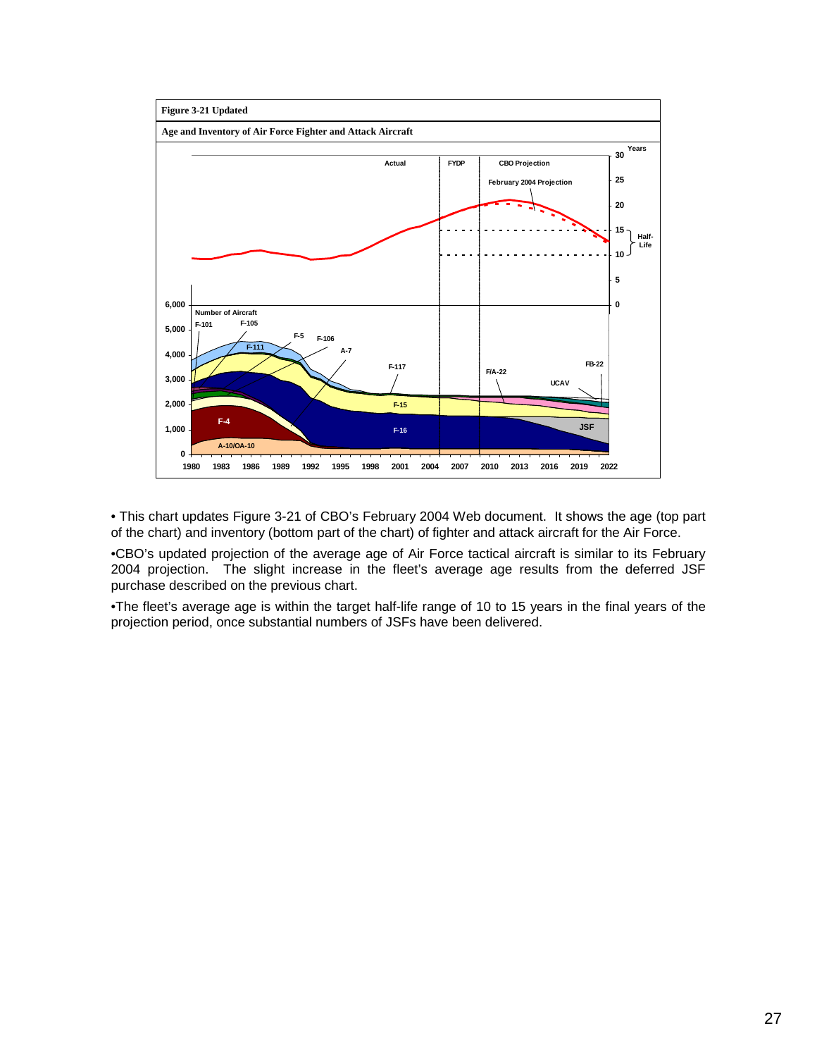**Figure 3-21 Updated**

**Age and Inventory of Air Force Fighter and Attack Aircraft**

- This chart updates Figure 3-21 of CBO's February 2004 Web document. It shows the age (top part of the chart) and inventory (bottom part of the chart) of fighter and attack aircraft for the Air Force.
- CBO's updated projection of the average age of Air Force tactical aircraft is similar to its February 2004 projection. The slight increase in the fleet's average age results from the deferred JSF purchase described on the previous chart.
- The fleet's average age is within the target half-life range of 10 to 15 years in the final years of the projection period, once substantial numbers of JSFs have been delivered.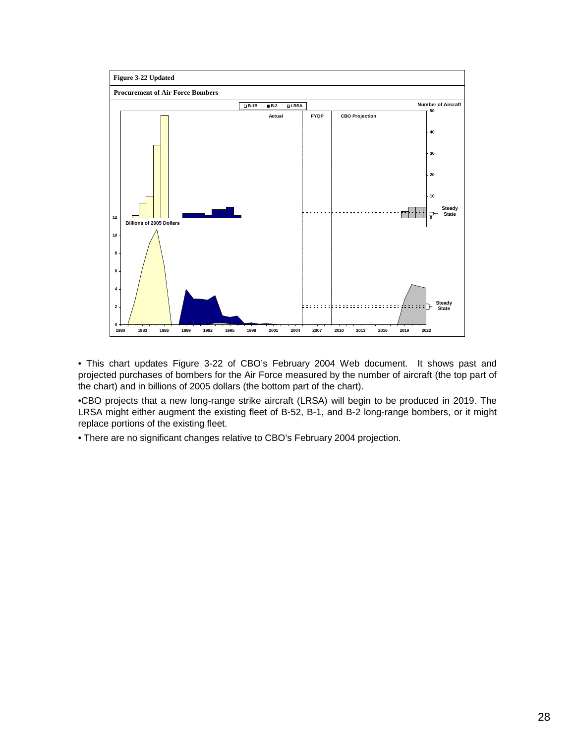**Figure 3-22 Updated**

**Procurement of Air Force Bombers**

• This chart updates Figure 3-22 of CBO's February 2004 Web document. It shows past and projected purchases of bombers for the Air Force measured by the number of aircraft (the top part of the chart) and in billions of 2005 dollars (the bottom part of the chart).

•CBO projects that a new long-range strike aircraft (LRSA) will begin to be produced in 2019. The LRSA might either augment the existing fleet of B-52, B-1, and B-2 long-range bombers, or it might replace portions of the existing fleet.

• There are no significant changes relative to CBO's February 2004 projection.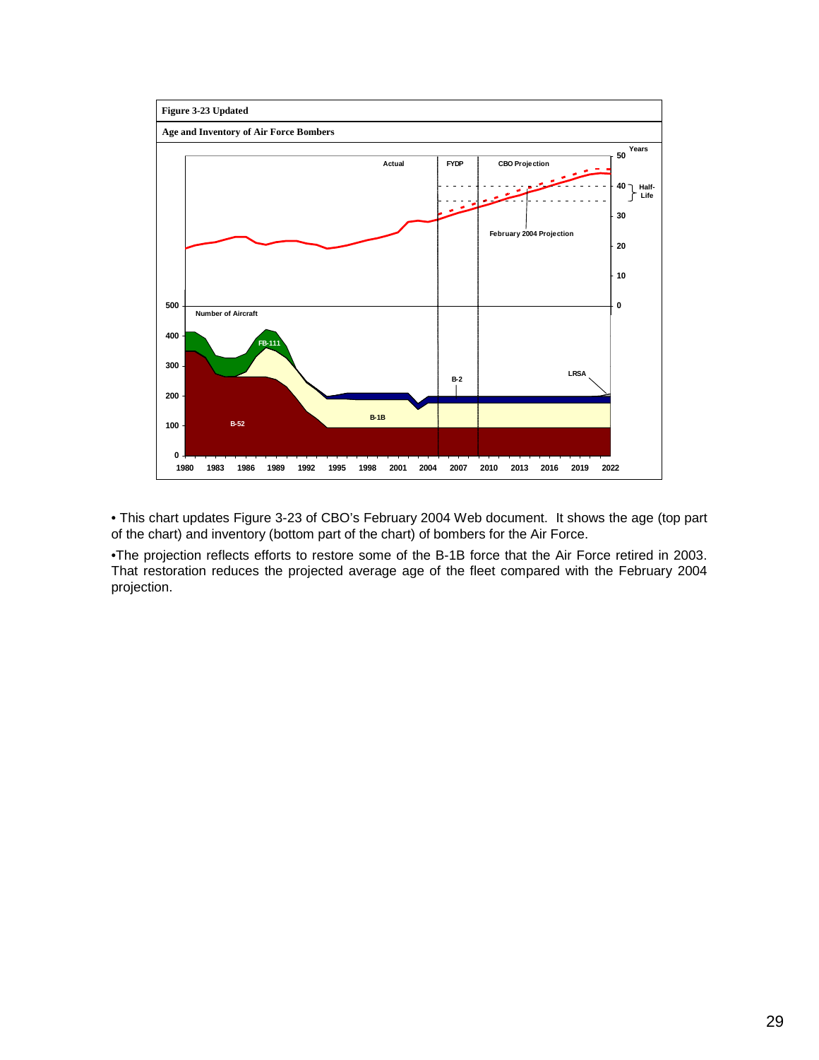**Figure 3-23 Updated**

**Age and Inventory of Air Force Bombers**

• This chart updates Figure 3-23 of CBO's February 2004 Web document. It shows the age (top part of the chart) and inventory (bottom part of the chart) of bombers for the Air Force.

•The projection reflects efforts to restore some of the B-1B force that the Air Force retired in 2003. That restoration reduces the projected average age of the fleet compared with the February 2004 projection.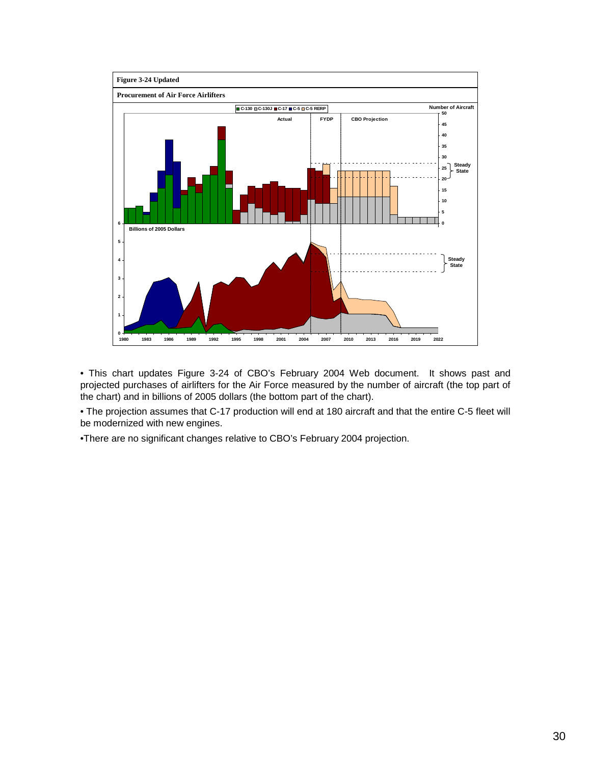**Figure 3-24 Updated**

**Procurement of Air Force Airlifters**

- This chart updates Figure 3-24 of CBO's February 2004 Web document. It shows past and projected purchases of airlifters for the Air Force measured by the number of aircraft (the top part of the chart) and in billions of 2005 dollars (the bottom part of the chart).
- The projection assumes that C-17 production will end at 180 aircraft and that the entire C-5 fleet will be modernized with new engines.
- There are no significant changes relative to CBO's February 2004 projection.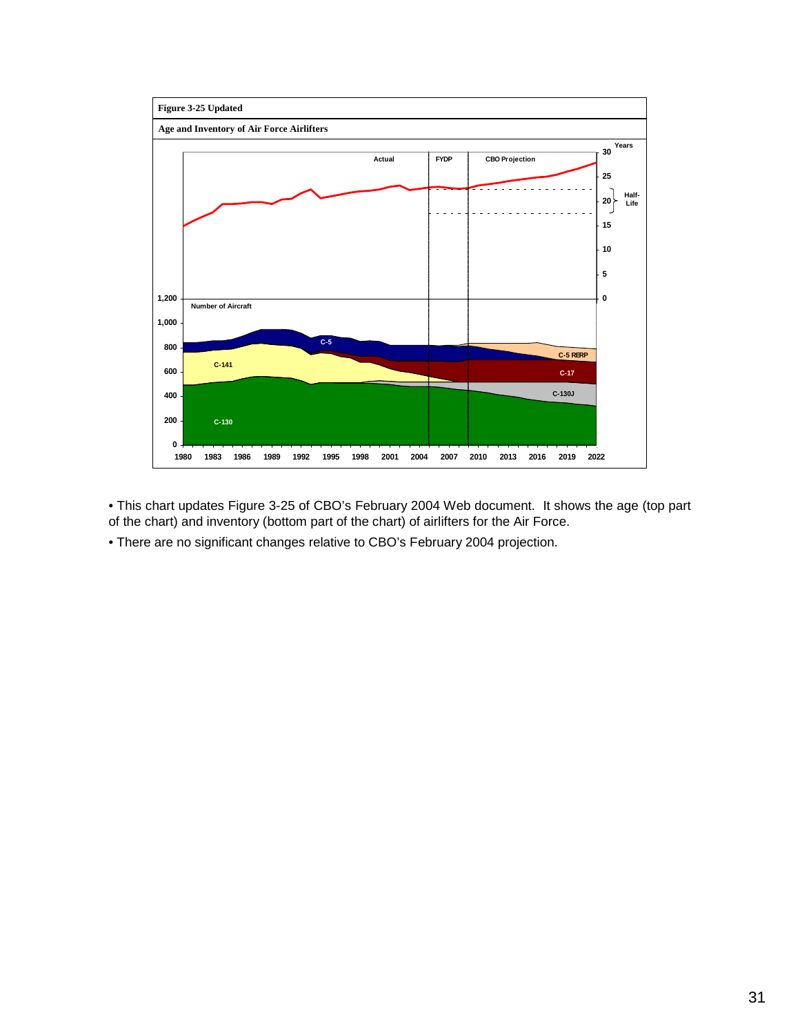**Figure 3-25 Updated**

**Age and Inventory of Air Force Airlifters**

- This chart updates Figure 3-25 of CBO's February 2004 Web document. It shows the age (top part of the chart) and inventory (bottom part of the chart) of airlifters for the Air Force.
- There are no significant changes relative to CBO's February 2004 projection.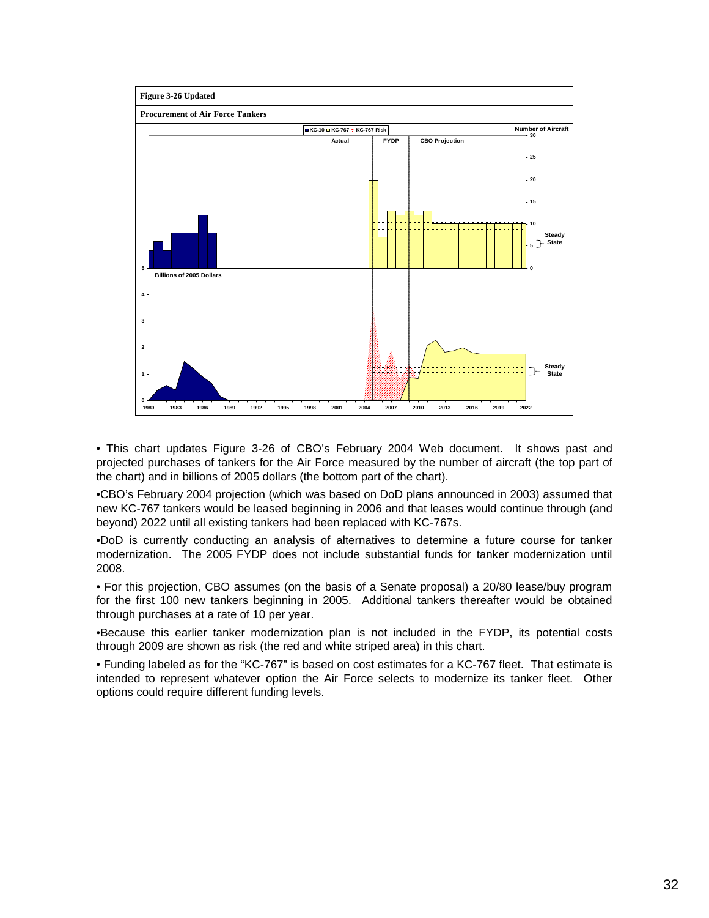**Figure 3-26 Updated**

**Procurement of Air Force Tankers**

- This chart updates Figure 3-26 of CBO's February 2004 Web document. It shows past and projected purchases of tankers for the Air Force measured by the number of aircraft (the top part of the chart) and in billions of 2005 dollars (the bottom part of the chart).

- CBO's February 2004 projection (which was based on DoD plans announced in 2003) assumed that new KC-767 tankers would be leased beginning in 2006 and that leases would continue through (and beyond) 2022 until all existing tankers had been replaced with KC-767s.

- DoD is currently conducting an analysis of alternatives to determine a future course for tanker modernization. The 2005 FYDP does not include substantial funds for tanker modernization until 2008.

- For this projection, CBO assumes (on the basis of a Senate proposal) a 20/80 lease/buy program for the first 100 new tankers beginning in 2005. Additional tankers thereafter would be obtained through purchases at a rate of 10 per year.

- Because this earlier tanker modernization plan is not included in the FYDP, its potential costs through 2009 are shown as risk (the red and white striped area) in this chart.

- Funding labeled as for the "KC-767" is based on cost estimates for a KC-767 fleet. That estimate is intended to represent whatever option the Air Force selects to modernize its tanker fleet. Other options could require different funding levels.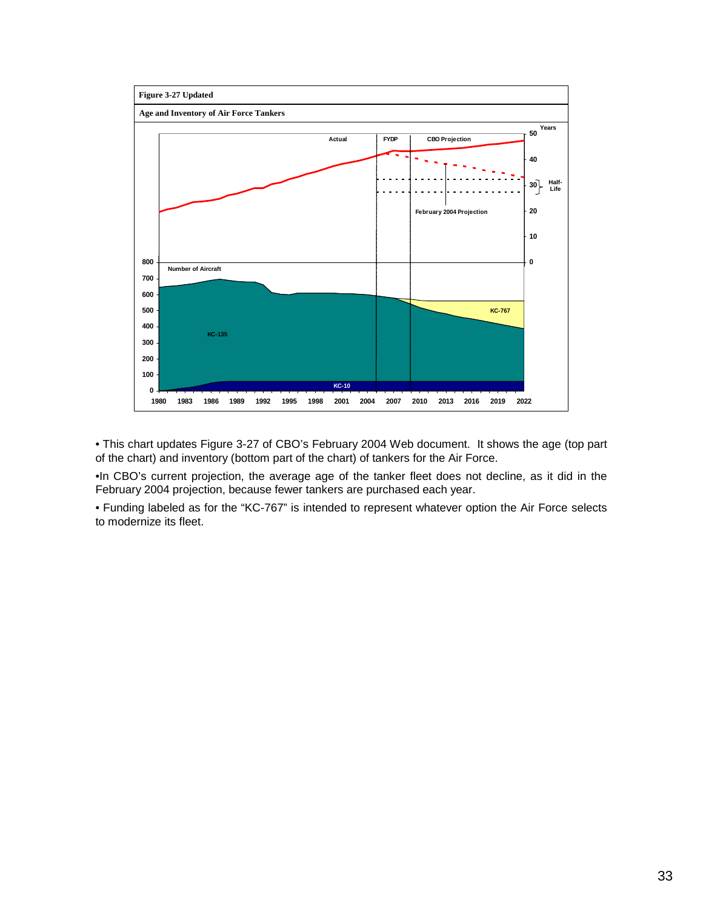**Figure 3-27 Updated**

**Age and Inventory of Air Force Tankers**

- This chart updates Figure 3-27 of CBO's February 2004 Web document. It shows the age (top part of the chart) and inventory (bottom part of the chart) of tankers for the Air Force.
- In CBO's current projection, the average age of the tanker fleet does not decline, as it did in the February 2004 projection, because fewer tankers are purchased each year.
- Funding labeled as for the "KC-767" is intended to represent whatever option the Air Force selects to modernize its fleet.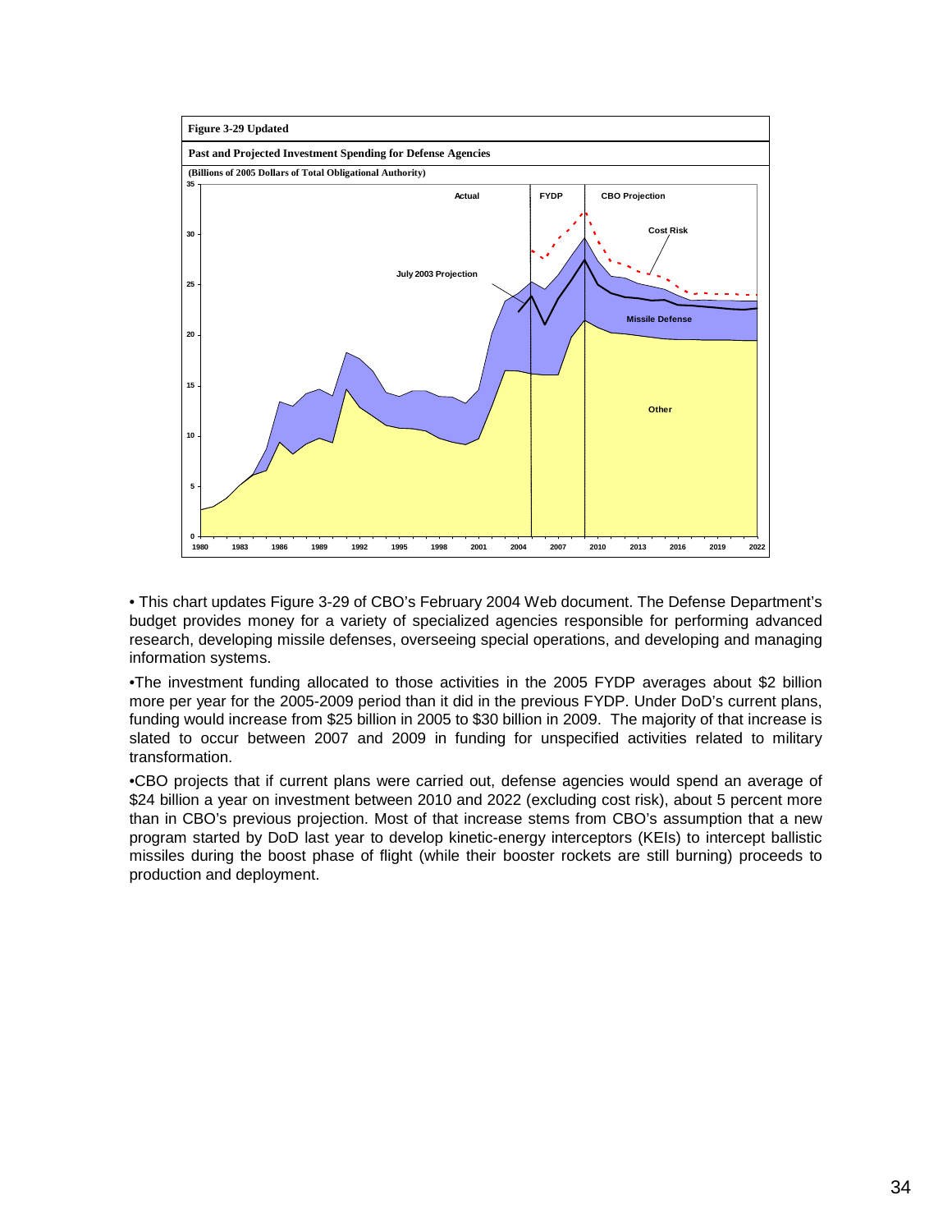**Figure 3-29 Updated**

**Past and Projected Investment Spending for Defense Agencies**

**(Billions of 2005 Dollars of Total Obligational Authority)**

• This chart updates Figure 3-29 of CBO's February 2004 Web document. The Defense Department's budget provides money for a variety of specialized agencies responsible for performing advanced research, developing missile defenses, overseeing special operations, and developing and managing information systems.

•The investment funding allocated to those activities in the 2005 FYDP averages about $2 billion more per year for the 2005-2009 period than it did in the previous FYDP. Under DoD's current plans, funding would increase from $25 billion in 2005 to $30 billion in 2009. The majority of that increase is slated to occur between 2007 and 2009 in funding for unspecified activities related to military transformation.

•CBO projects that if current plans were carried out, defense agencies would spend an average of $24 billion a year on investment between 2010 and 2022 (excluding cost risk), about 5 percent more than in CBO's previous projection. Most of that increase stems from CBO's assumption that a new program started by DoD last year to develop kinetic-energy interceptors (KEIs) to intercept ballistic missiles during the boost phase of flight (while their booster rockets are still burning) proceeds to production and deployment.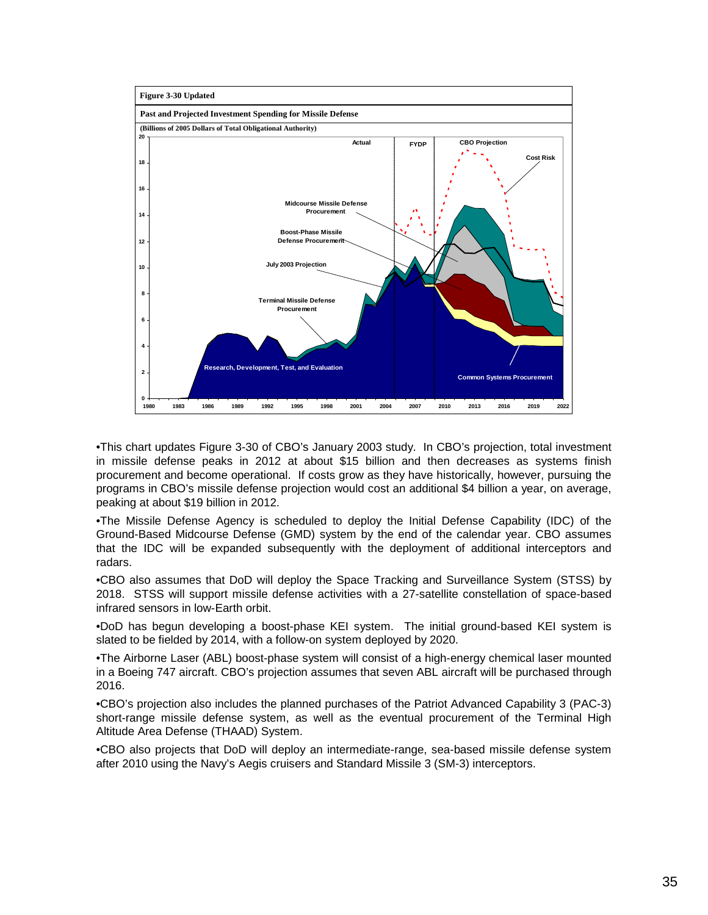**Figure 3-30 Updated**

**Past and Projected Investment Spending for Missile Defense**

**(Billions of 2005 Dollars of Total Obligational Authority)**

•This chart updates Figure 3-30 of CBO's January 2003 study. In CBO's projection, total investment in missile defense peaks in 2012 at about $15 billion and then decreases as systems finish procurement and become operational. If costs grow as they have historically, however, pursuing the programs in CBO's missile defense projection would cost an additional $4 billion a year, on average, peaking at about $19 billion in 2012.

•The Missile Defense Agency is scheduled to deploy the Initial Defense Capability (IDC) of the Ground-Based Midcourse Defense (GMD) system by the end of the calendar year. CBO assumes that the IDC will be expanded subsequently with the deployment of additional interceptors and radars.

•CBO also assumes that DoD will deploy the Space Tracking and Surveillance System (STSS) by 2018. STSS will support missile defense activities with a 27-satellite constellation of space-based infrared sensors in low-Earth orbit.

•DoD has begun developing a boost-phase KEI system. The initial ground-based KEI system is slated to be fielded by 2014, with a follow-on system deployed by 2020.

•The Airborne Laser (ABL) boost-phase system will consist of a high-energy chemical laser mounted in a Boeing 747 aircraft. CBO's projection assumes that seven ABL aircraft will be purchased through 2016.

•CBO's projection also includes the planned purchases of the Patriot Advanced Capability 3 (PAC-3) short-range missile defense system, as well as the eventual procurement of the Terminal High Altitude Area Defense (THAAD) System.

•CBO also projects that DoD will deploy an intermediate-range, sea-based missile defense system after 2010 using the Navy's Aegis cruisers and Standard Missile 3 (SM-3) interceptors.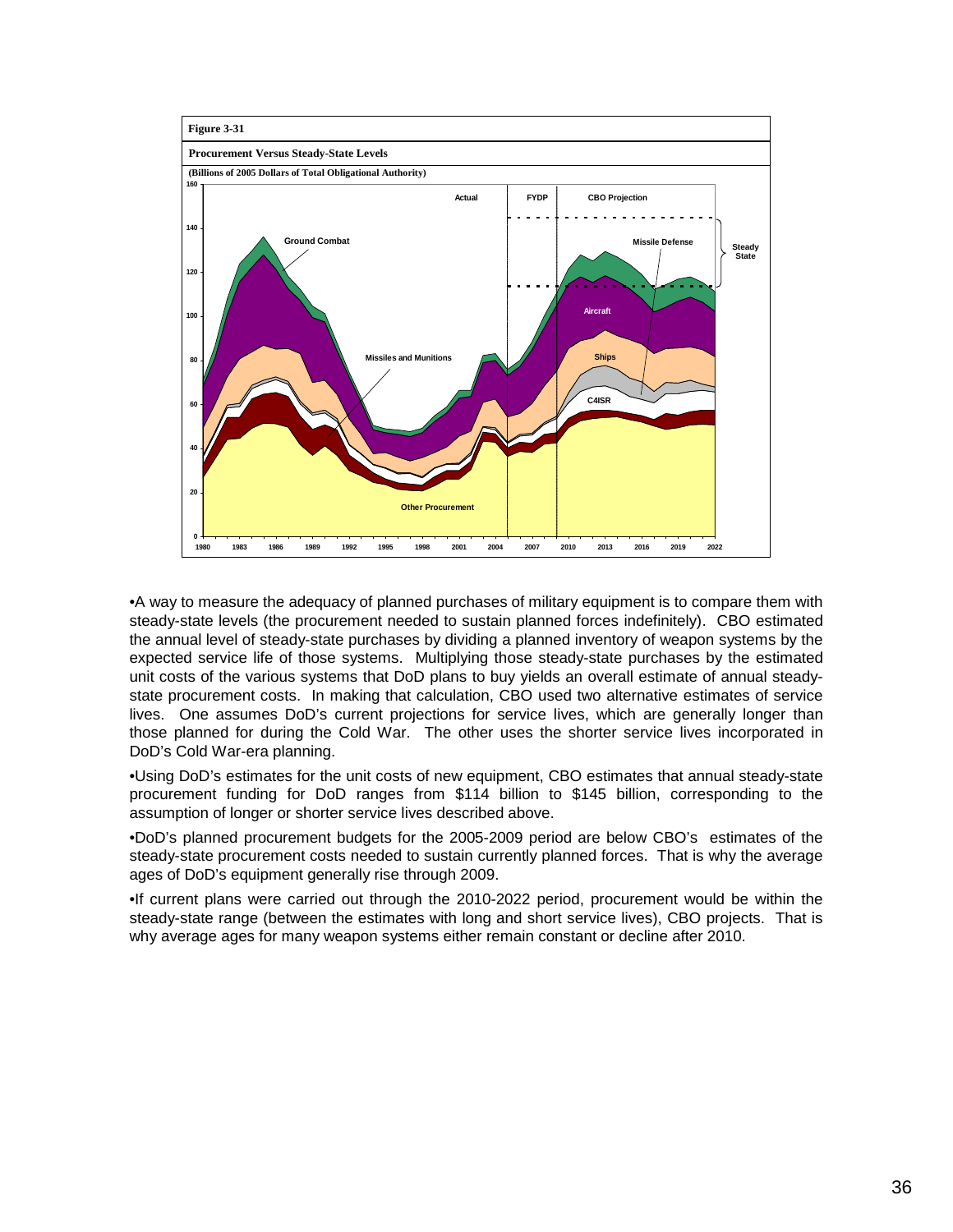**Figure 3-31**

**Procurement Versus Steady-State Levels**

**(Billions of 2005 Dollars of Total Obligational Authority)**

- A way to measure the adequacy of planned purchases of military equipment is to compare them with steady-state levels (the procurement needed to sustain planned forces indefinitely). CBO estimated the annual level of steady-state purchases by dividing a planned inventory of weapon systems by the expected service life of those systems. Multiplying those steady-state purchases by the estimated unit costs of the various systems that DoD plans to buy yields an overall estimate of annual steady-state procurement costs. In making that calculation, CBO used two alternative estimates of service lives. One assumes DoD's current projections for service lives, which are generally longer than those planned for during the Cold War. The other uses the shorter service lives incorporated in DoD's Cold War-era planning.
- Using DoD's estimates for the unit costs of new equipment, CBO estimates that annual steady-state procurement funding for DoD ranges from $114 billion to $145 billion, corresponding to the assumption of longer or shorter service lives described above.
- DoD's planned procurement budgets for the 2005-2009 period are below CBO's estimates of the steady-state procurement costs needed to sustain currently planned forces. That is why the average ages of DoD's equipment generally rise through 2009.
- If current plans were carried out through the 2010-2022 period, procurement would be within the steady-state range (between the estimates with long and short service lives), CBO projects. That is why average ages for many weapon systems either remain constant or decline after 2010.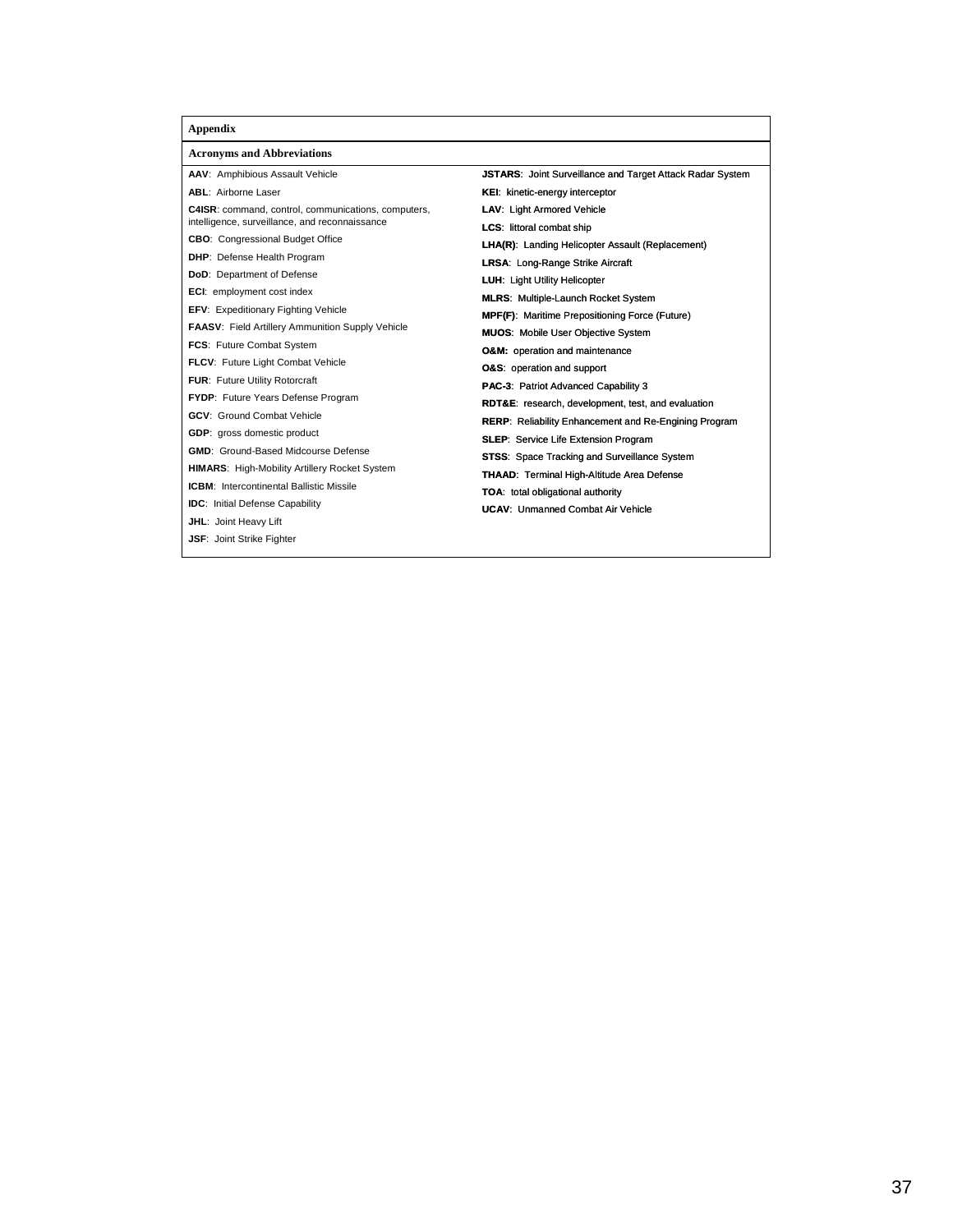## Appendix

### Acronyms and Abbreviations

**AAV**: Amphibious Assault Vehicle

**ABL**: Airborne Laser

**C4ISR**: command, control, communications, computers, intelligence, surveillance, and reconnaissance

**CBO**: Congressional Budget Office

**DHP**: Defense Health Program

**DoD**: Department of Defense

**ECI**: employment cost index

**EFV**: Expeditionary Fighting Vehicle

**FAASV**: Field Artillery Ammunition Supply Vehicle

**FCS**: Future Combat System

**FLCV**: Future Light Combat Vehicle

**FUR**: Future Utility Rotorcraft

**FYDP**: Future Years Defense Program

**GCV**: Ground Combat Vehicle

**GDP**: gross domestic product

**GMD**: Ground-Based Midcourse Defense

**HIMARS**: High-Mobility Artillery Rocket System

**ICBM**: Intercontinental Ballistic Missile

**IDC**: Initial Defense Capability

**JHL**: Joint Heavy Lift

**JSF**: Joint Strike Fighter

**JSTARS**: Joint Surveillance and Target Attack Radar System

**KEI**: kinetic-energy interceptor

**LAV**: Light Armored Vehicle

**LCS**: littoral combat ship

**LHA(R)**: Landing Helicopter Assault (Replacement)

**LRSA**: Long-Range Strike Aircraft

**LUH**: Light Utility Helicopter

**MLRS**: Multiple-Launch Rocket System

**MPF(F)**: Maritime Prepositioning Force (Future)

**MUOS**: Mobile User Objective System

**O&M:** operation and maintenance

**O&S**: operation and support

**PAC-3**: Patriot Advanced Capability 3

**RDT&E**: research, development, test, and evaluation

**RERP**: Reliability Enhancement and Re-Engining Program

**SLEP**: Service Life Extension Program

**STSS**: Space Tracking and Surveillance System

**THAAD**: Terminal High-Altitude Area Defense

**TOA**: total obligational authority

**UCAV**: Unmanned Combat Air Vehicle